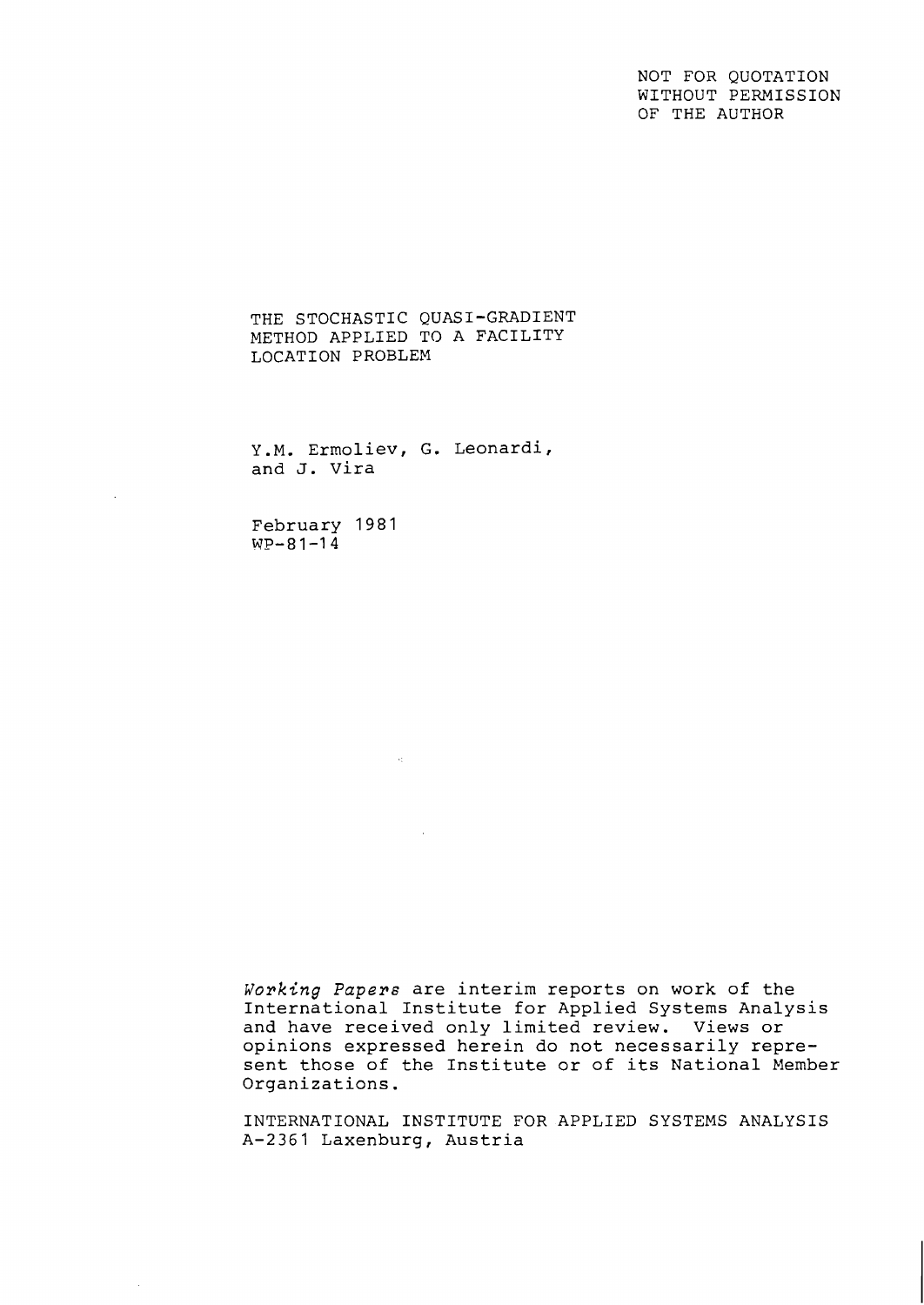NOT FOR QUOTATION
WITHOUT PERMISSION
OF THE AUTHOR

# THE STOCHASTIC QUASI-GRADIENT METHOD APPLIED TO A FACILITY LOCATION PROBLEM

Y.M. Ermoliev, G. Leonardi,
and J. Vira

February 1981
WP-81-14

*Working Papers* are interim reports on work of the International Institute for Applied Systems Analysis and have received only limited review. Views or opinions expressed herein do not necessarily represent those of the Institute or of its National Member Organizations.

INTERNATIONAL INSTITUTE FOR APPLIED SYSTEMS ANALYSIS
A-2361 Laxenburg, Austria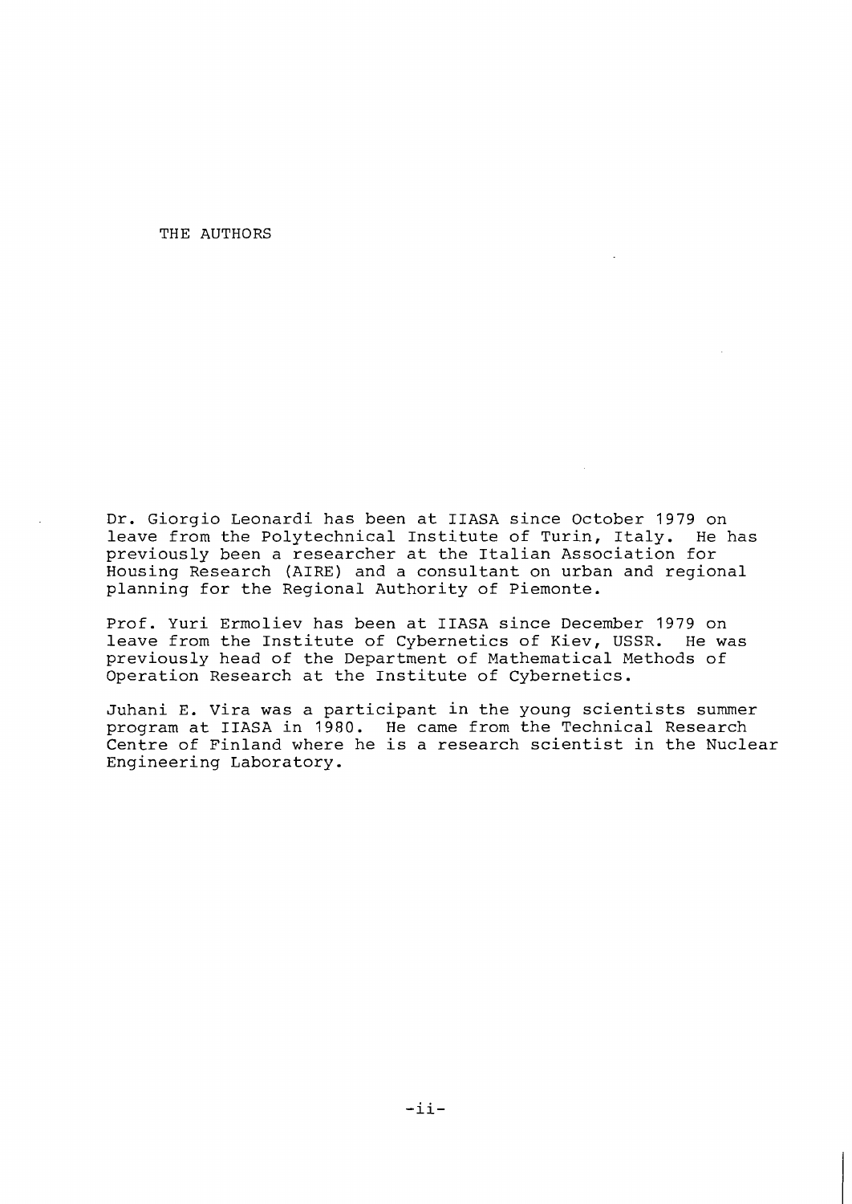## THE AUTHORS

Dr. Giorgio Leonardi has been at IIASA since October 1979 on leave from the Polytechnical Institute of Turin, Italy. He has previously been a researcher at the Italian Association for Housing Research (AIRE) and a consultant on urban and regional planning for the Regional Authority of Piemonte.

Prof. Yuri Ermoliev has been at IIASA since December 1979 on leave from the Institute of Cybernetics of Kiev, USSR. He was previously head of the Department of Mathematical Methods of Operation Research at the Institute of Cybernetics.

Juhani E. Vira was a participant in the young scientists summer program at IIASA in 1980. He came from the Technical Research Centre of Finland where he is a research scientist in the Nuclear Engineering Laboratory.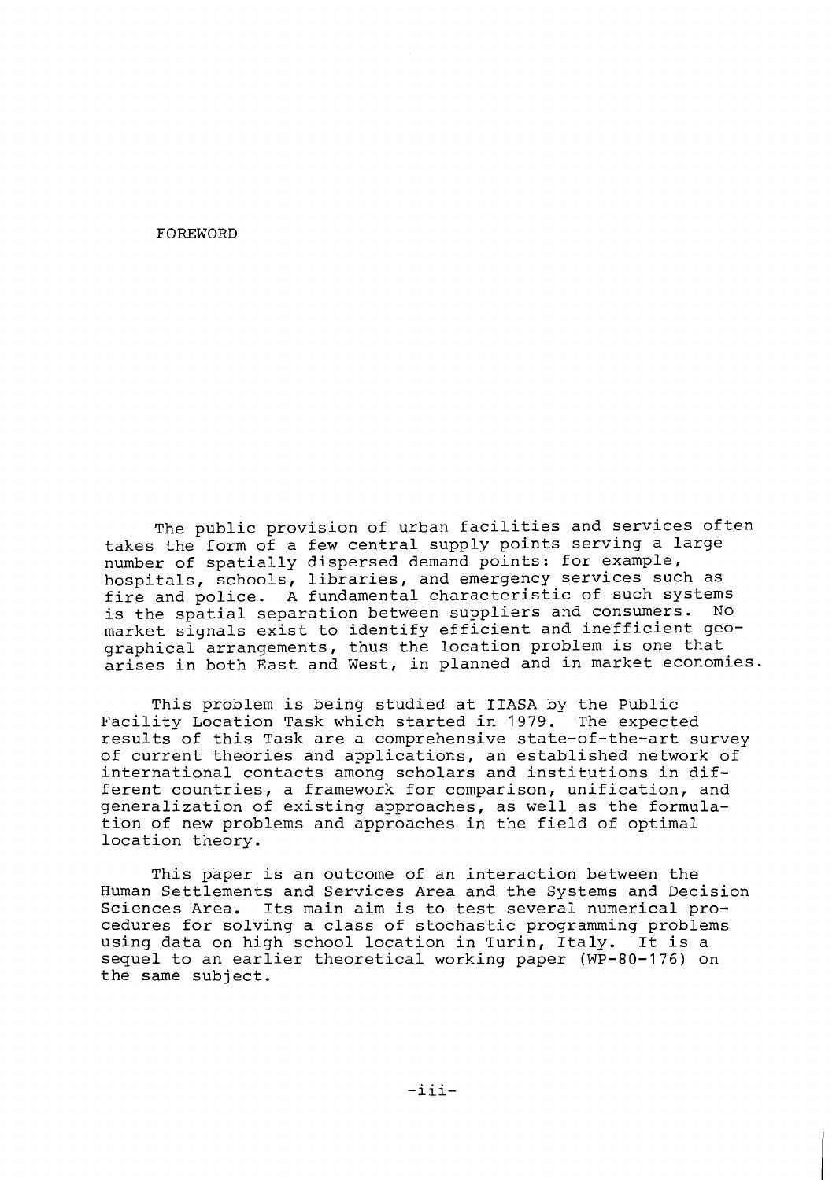# FOREWORD

The public provision of urban facilities and services often takes the form of a few central supply points serving a large number of spatially dispersed demand points: for example, hospitals, schools, libraries, and emergency services such as fire and police. A fundamental characteristic of such systems is the spatial separation between suppliers and consumers. No market signals exist to identify efficient and inefficient geographical arrangements, thus the location problem is one that arises in both East and West, in planned and in market economies.

This problem is being studied at IIASA by the Public Facility Location Task which started in 1979. The expected results of this Task are a comprehensive state-of-the-art survey of current theories and applications, an established network of international contacts among scholars and institutions in different countries, a framework for comparison, unification, and generalization of existing approaches, as well as the formulation of new problems and approaches in the field of optimal location theory.

This paper is an outcome of an interaction between the Human Settlements and Services Area and the Systems and Decision Sciences Area. Its main aim is to test several numerical procedures for solving a class of stochastic programming problems using data on high school location in Turin, Italy. It is a sequel to an earlier theoretical working paper (WP-80-176) on the same subject.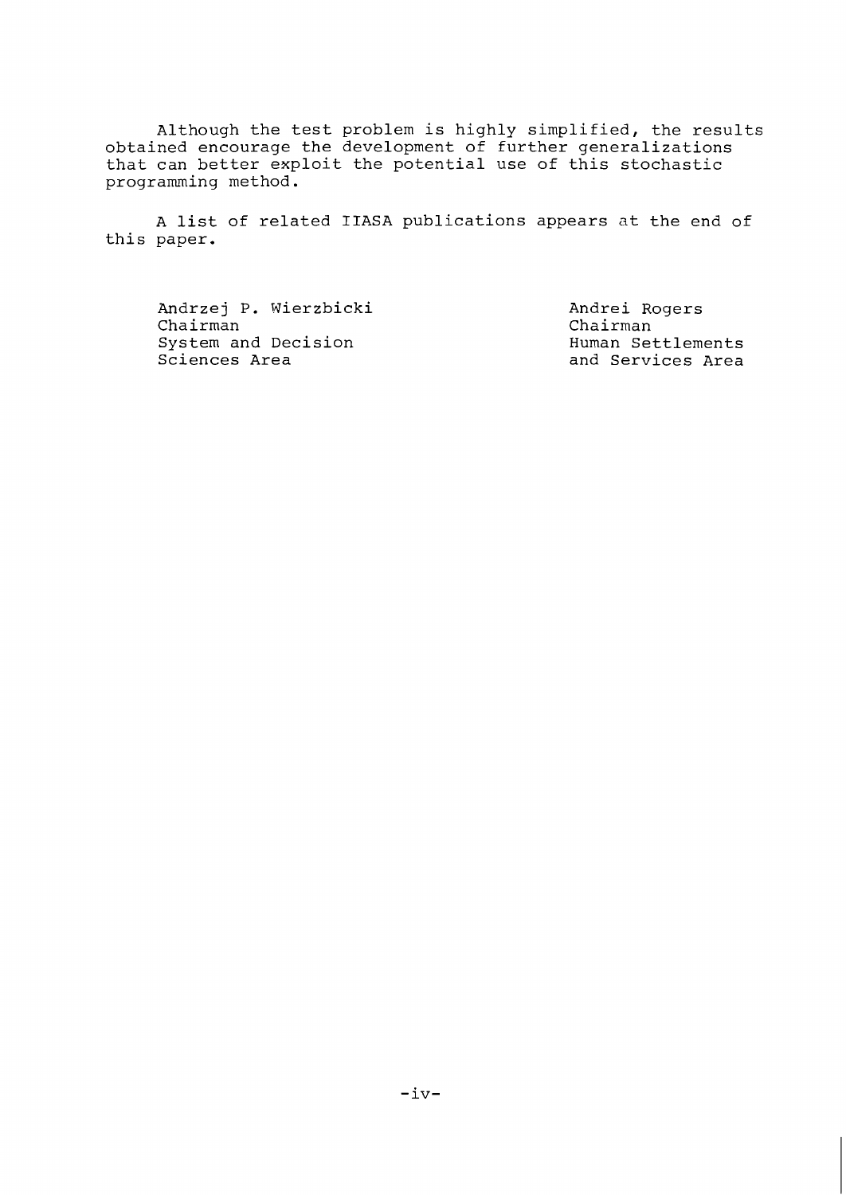Although the test problem is highly simplified, the results obtained encourage the development of further generalizations that can better exploit the potential use of this stochastic programming method.

A list of related IIASA publications appears at the end of this paper.

Andrzej P. Wierzbicki
Chairman
System and Decision
Sciences Area

Andrei Rogers
Chairman
Human Settlements
and Services Area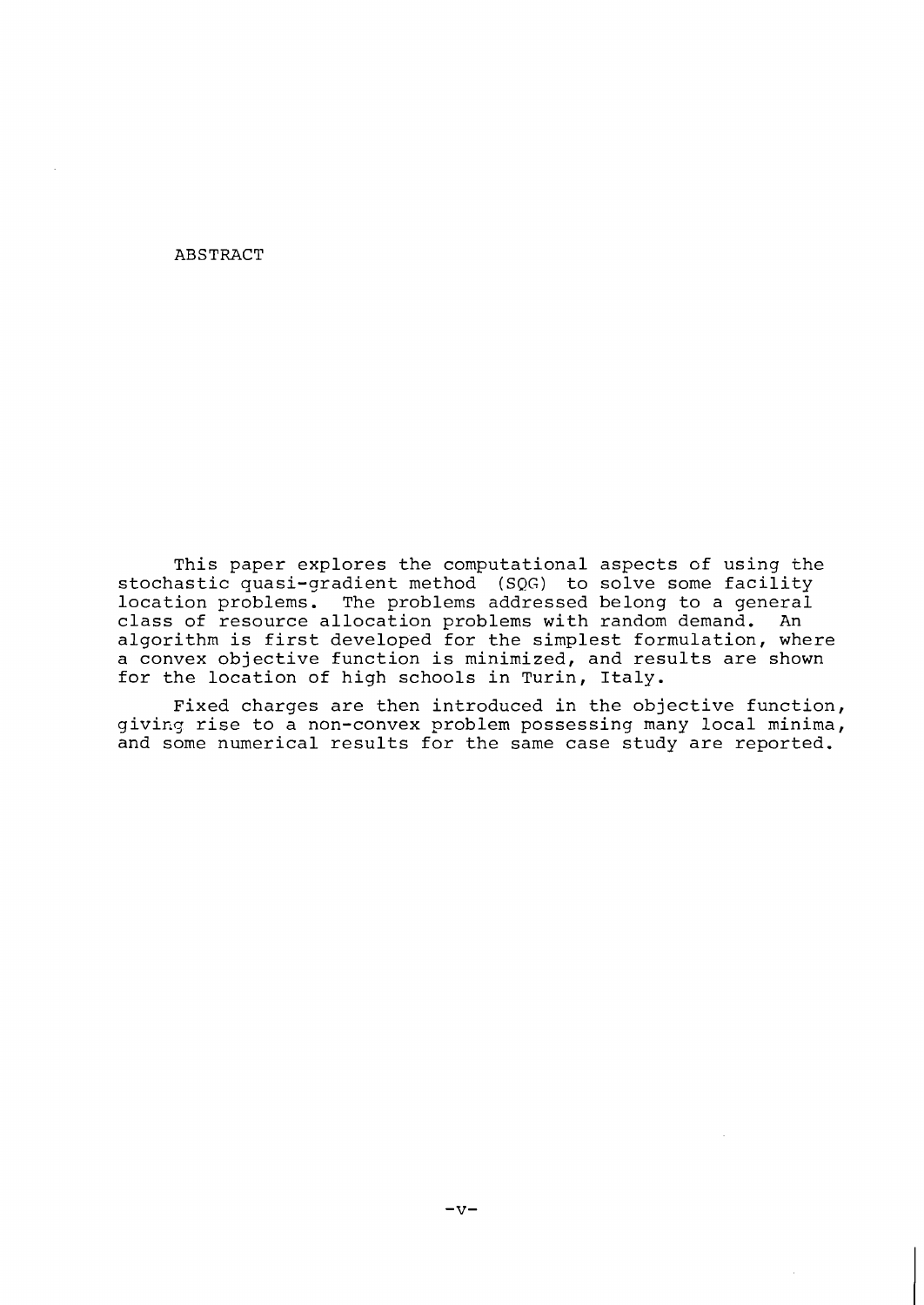# ABSTRACT

This paper explores the computational aspects of using the stochastic quasi-gradient method (SQG) to solve some facility location problems. The problems addressed belong to a general class of resource allocation problems with random demand. An algorithm is first developed for the simplest formulation, where a convex objective function is minimized, and results are shown for the location of high schools in Turin, Italy.

Fixed charges are then introduced in the objective function, giving rise to a non-convex problem possessing many local minima, and some numerical results for the same case study are reported.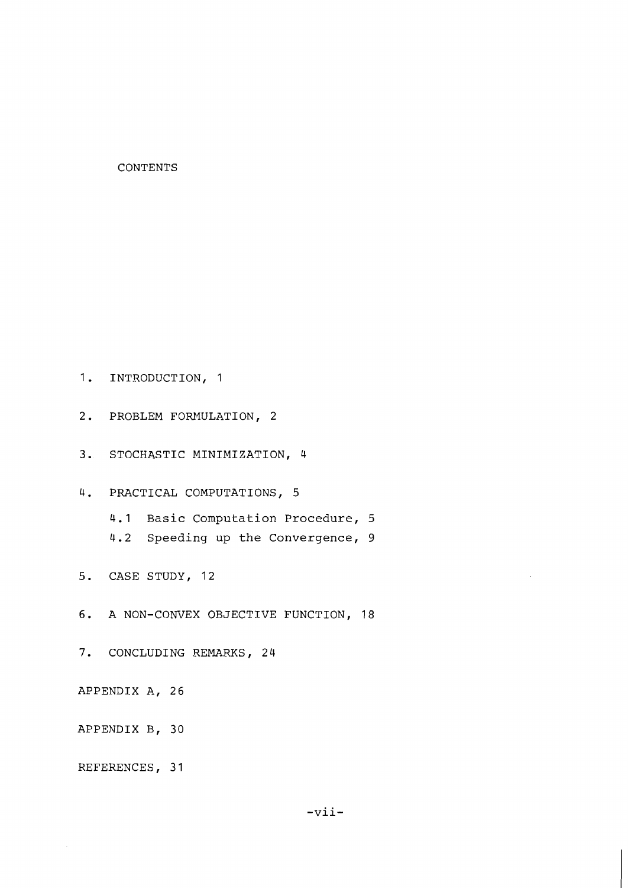# CONTENTS

1. INTRODUCTION, 1
2. PROBLEM FORMULATION, 2
3. STOCHASTIC MINIMIZATION, 4
4. PRACTICAL COMPUTATIONS, 5
    - 4.1 Basic Computation Procedure, 5
    - 4.2 Speeding up the Convergence, 9
5. CASE STUDY, 12
6. A NON-CONVEX OBJECTIVE FUNCTION, 18
7. CONCLUDING REMARKS, 24

APPENDIX A, 26

APPENDIX B, 30

REFERENCES, 31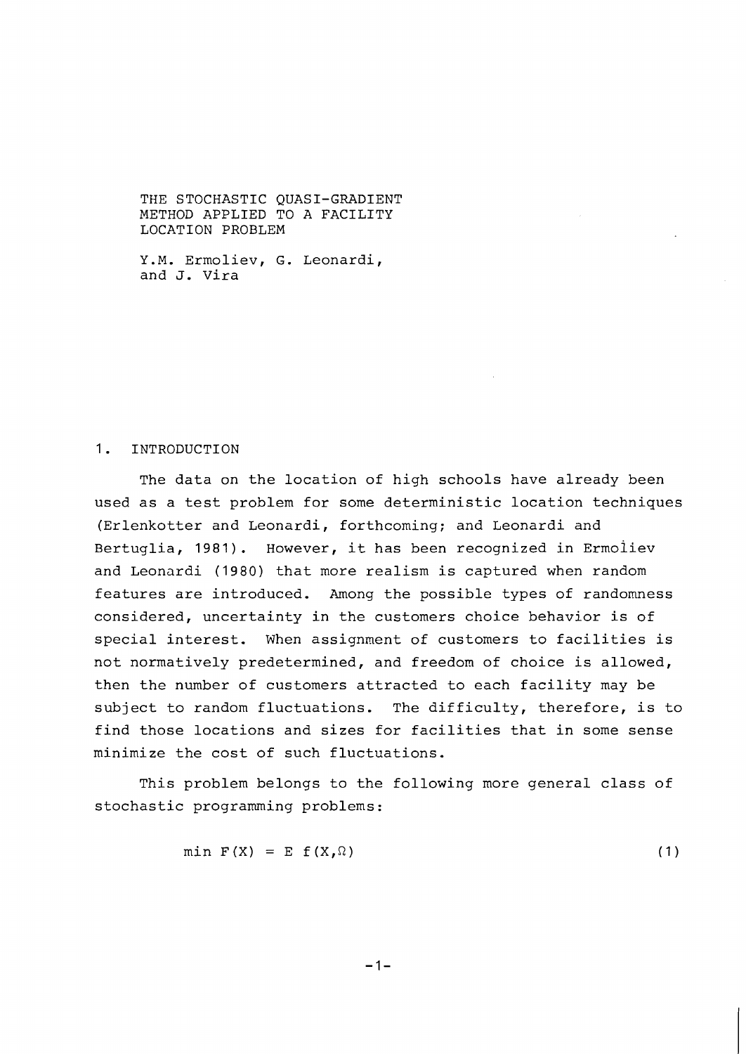# THE STOCHASTIC QUASI-GRADIENT METHOD APPLIED TO A FACILITY LOCATION PROBLEM

Y.M. Ermoliev, G. Leonardi, and J. Vira

## 1. INTRODUCTION

The data on the location of high schools have already been used as a test problem for some deterministic location techniques (Erlenkotter and Leonardi, forthcoming; and Leonardi and Bertuglia, 1981). However, it has been recognized in Ermoliev and Leonardi (1980) that more realism is captured when random features are introduced. Among the possible types of randomness considered, uncertainty in the customers choice behavior is of special interest. When assignment of customers to facilities is not normatively predetermined, and freedom of choice is allowed, then the number of customers attracted to each facility may be subject to random fluctuations. The difficulty, therefore, is to find those locations and sizes for facilities that in some sense minimize the cost of such fluctuations.

This problem belongs to the following more general class of stochastic programming problems:

$$\min F(X) = E\, f(X,\Omega) \tag{1}$$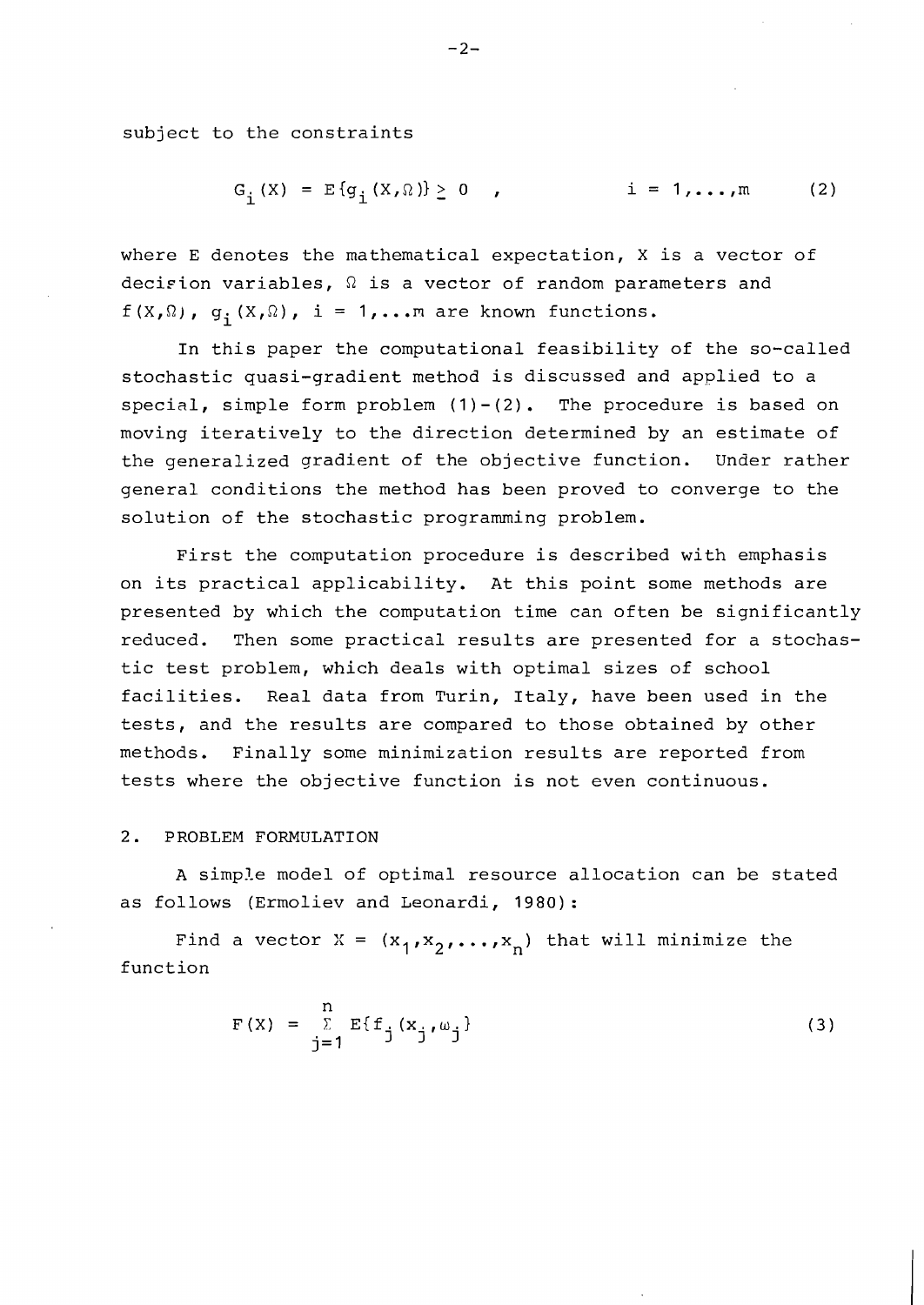subject to the constraints

$$G_i(X) = E\{g_i(X,\Omega)\} \geq 0 \quad , \qquad\qquad i = 1,\ldots,m \qquad (2)$$

where E denotes the mathematical expectation, X is a vector of decision variables, $\Omega$ is a vector of random parameters and $f(X,\Omega)$, $g_i(X,\Omega)$, $i = 1,\ldots m$ are known functions.

In this paper the computational feasibility of the so-called stochastic quasi-gradient method is discussed and applied to a special, simple form problem (1)-(2). The procedure is based on moving iteratively to the direction determined by an estimate of the generalized gradient of the objective function. Under rather general conditions the method has been proved to converge to the solution of the stochastic programming problem.

First the computation procedure is described with emphasis on its practical applicability. At this point some methods are presented by which the computation time can often be significantly reduced. Then some practical results are presented for a stochastic test problem, which deals with optimal sizes of school facilities. Real data from Turin, Italy, have been used in the tests, and the results are compared to those obtained by other methods. Finally some minimization results are reported from tests where the objective function is not even continuous.

## 2. PROBLEM FORMULATION

A simple model of optimal resource allocation can be stated as follows (Ermoliev and Leonardi, 1980):

Find a vector $X = (x_1,x_2,\ldots,x_n)$ that will minimize the function

$$F(X) = \sum_{j=1}^{n} E\{f_j(x_j,\omega_j)\} \qquad (3)$$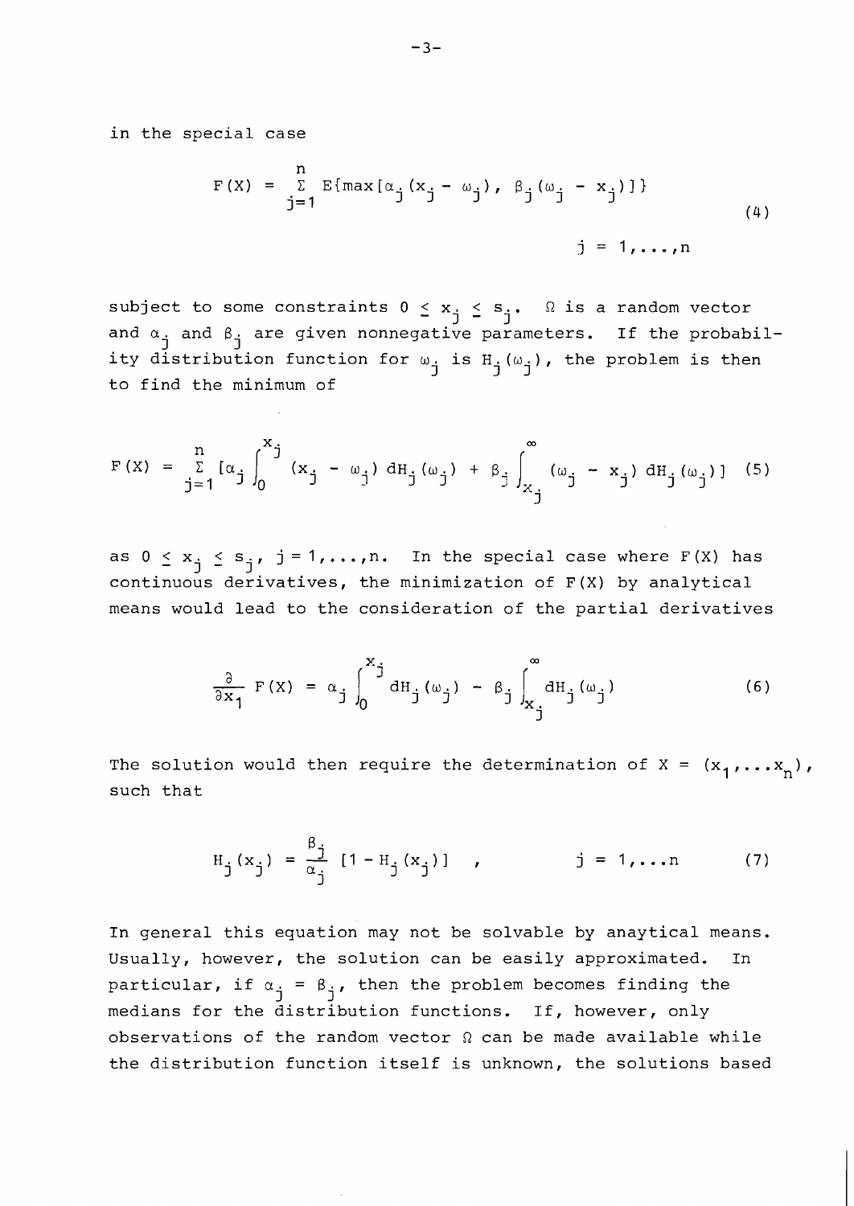in the special case

$$F(X) = \sum_{j=1}^{n} E\{\max[\alpha_j(x_j - \omega_j),\ \beta_j(\omega_j - x_j)]\} \qquad (4)$$

$$j = 1,\ldots,n$$

subject to some constraints $0 \leq x_j \leq s_j$. $\Omega$ is a random vector and $\alpha_j$ and $\beta_j$ are given nonnegative parameters. If the probability distribution function for $\omega_j$ is $H_j(\omega_j)$, the problem is then to find the minimum of

$$F(X) = \sum_{j=1}^{n} [\alpha_j \int_0^{x_j} (x_j - \omega_j)\, dH_j(\omega_j) + \beta_j \int_{x_j}^{\infty} (\omega_j - x_j)\, dH_j(\omega_j)] \quad (5)$$

as $0 \leq x_j \leq s_j$, $j = 1,\ldots,n$. In the special case where $F(X)$ has continuous derivatives, the minimization of $F(X)$ by analytical means would lead to the consideration of the partial derivatives

$$\frac{\partial}{\partial x_1} F(X) = \alpha_j \int_0^{x_j} dH_j(\omega_j) - \beta_j \int_{x_j}^{\infty} dH_j(\omega_j) \qquad (6)$$

The solution would then require the determination of $X = (x_1,\ldots x_n)$, such that

$$H_j(x_j) = \frac{\beta_j}{\alpha_j} [1 - H_j(x_j)] \quad , \qquad j = 1,\ldots n \qquad (7)$$

In general this equation may not be solvable by anaytical means. Usually, however, the solution can be easily approximated. In particular, if $\alpha_j = \beta_j$, then the problem becomes finding the medians for the distribution functions. If, however, only observations of the random vector $\Omega$ can be made available while the distribution function itself is unknown, the solutions based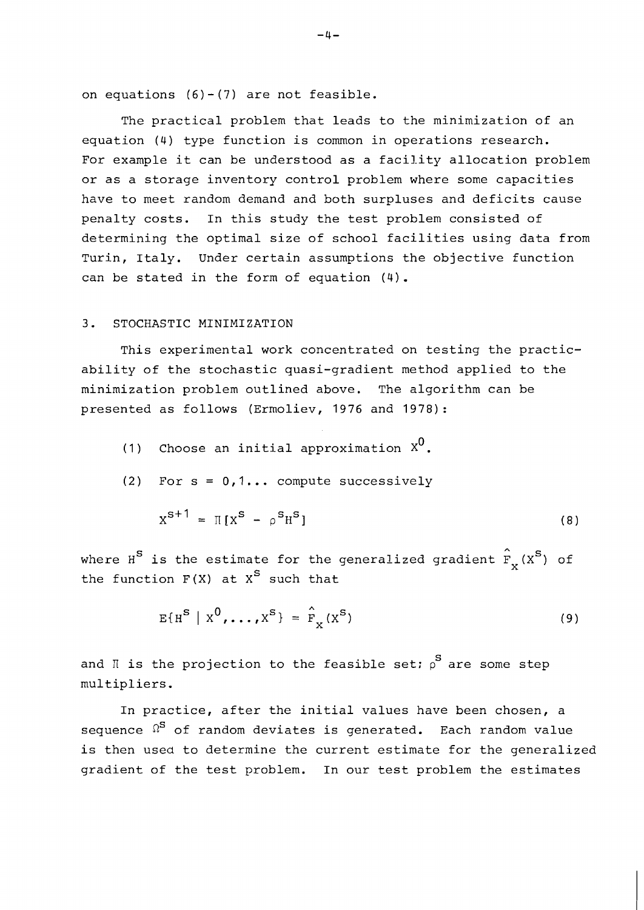on equations (6)-(7) are not feasible.

The practical problem that leads to the minimization of an equation (4) type function is common in operations research. For example it can be understood as a facility allocation problem or as a storage inventory control problem where some capacities have to meet random demand and both surpluses and deficits cause penalty costs. In this study the test problem consisted of determining the optimal size of school facilities using data from Turin, Italy. Under certain assumptions the objective function can be stated in the form of equation (4).

## 3. STOCHASTIC MINIMIZATION

This experimental work concentrated on testing the practicability of the stochastic quasi-gradient method applied to the minimization problem outlined above. The algorithm can be presented as follows (Ermoliev, 1976 and 1978):

(1) Choose an initial approximation $X^0$.

(2) For $s = 0,1...$ compute successively

$$X^{s+1} = \Pi[X^s - \rho^s H^s] \tag{8}$$

where $H^s$ is the estimate for the generalized gradient $\hat{F}_X(X^s)$ of the function $F(X)$ at $X^s$ such that

$$E\{H^s \mid X^0,\ldots,X^s\} = \hat{F}_X(X^s) \tag{9}$$

and $\Pi$ is the projection to the feasible set; $\rho^s$ are some step multipliers.

In practice, after the initial values have been chosen, a sequence $\Omega^s$ of random deviates is generated. Each random value is then used to determine the current estimate for the generalized gradient of the test problem. In our test problem the estimates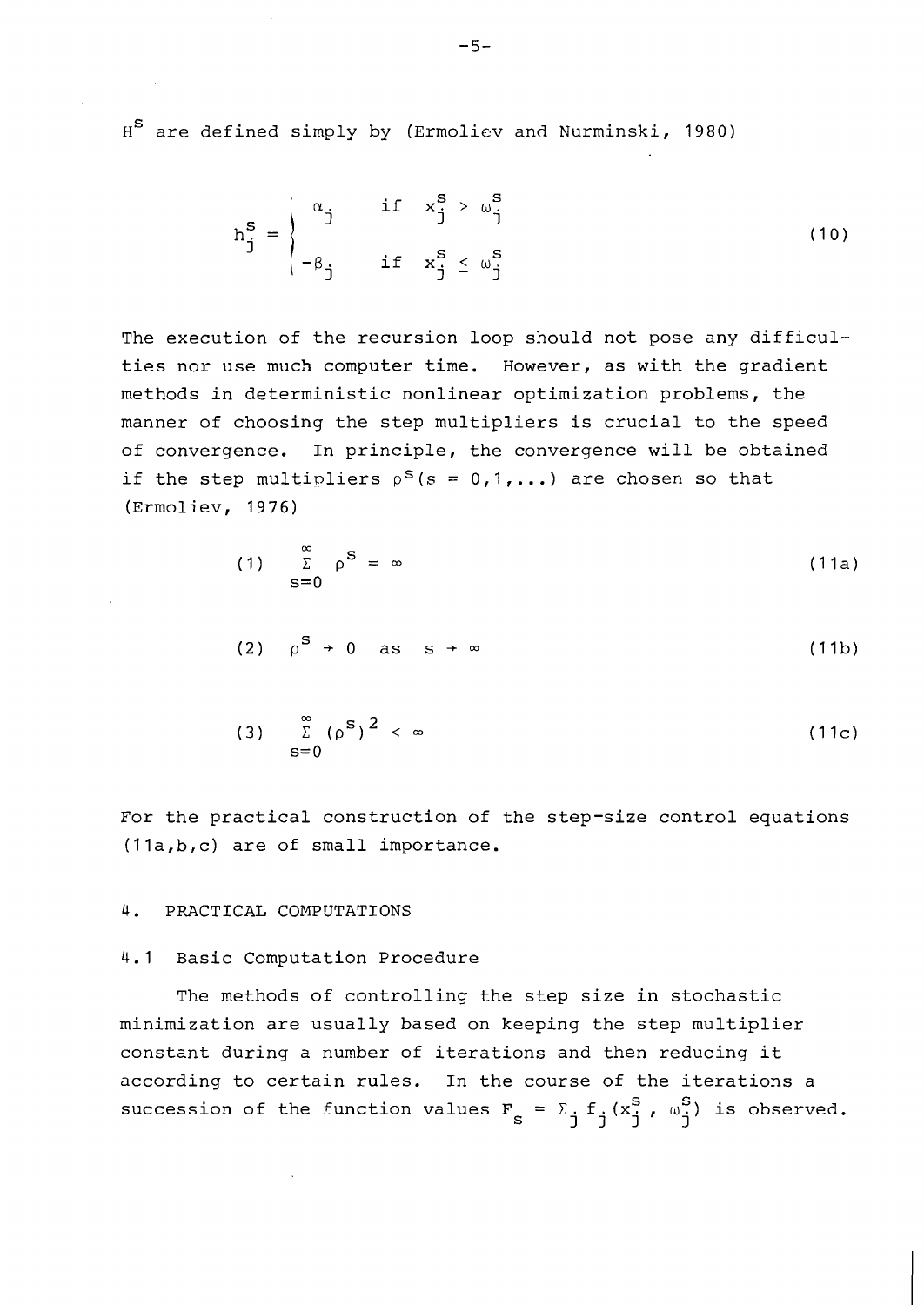$H^s$ are defined simply by (Ermoliev and Nurminski, 1980)

$$h_j^s = \begin{cases} \alpha_j & \text{if } x_j^s > \omega_j^s \\ -\beta_j & \text{if } x_j^s \leq \omega_j^s \end{cases} \tag{10}$$

The execution of the recursion loop should not pose any difficulties nor use much computer time. However, as with the gradient methods in deterministic nonlinear optimization problems, the manner of choosing the step multipliers is crucial to the speed of convergence. In principle, the convergence will be obtained if the step multipliers $\rho^s (s = 0,1,\ldots)$ are chosen so that (Ermoliev, 1976)

$$(1) \quad \sum_{s=0}^{\infty} \rho^s = \infty \tag{11a}$$

$$(2) \quad \rho^s \to 0 \quad \text{as} \quad s \to \infty \tag{11b}$$

$$(3) \quad \sum_{s=0}^{\infty} (\rho^s)^2 < \infty \tag{11c}$$

For the practical construction of the step-size control equations (11a,b,c) are of small importance.

## 4. PRACTICAL COMPUTATIONS

### 4.1 Basic Computation Procedure

The methods of controlling the step size in stochastic minimization are usually based on keeping the step multiplier constant during a number of iterations and then reducing it according to certain rules. In the course of the iterations a succession of the function values $F_s = \Sigma_j f_j(x_j^s, \omega_j^s)$ is observed.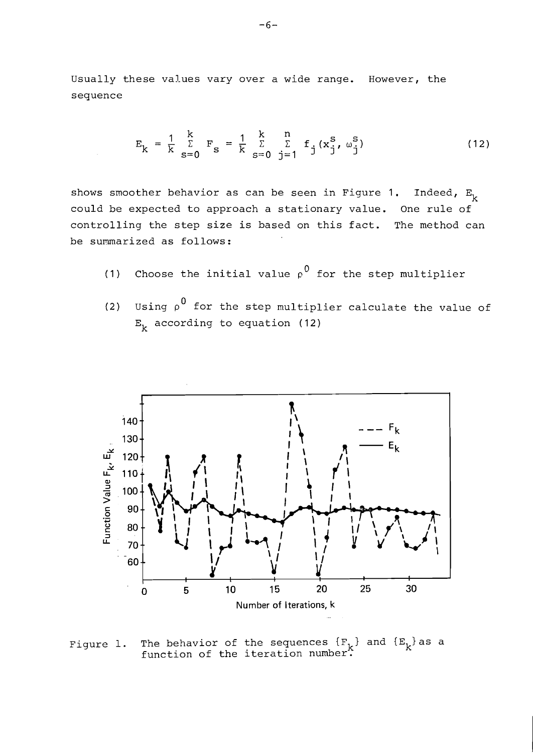Usually these values vary over a wide range. However, the sequence

$$E_k = \frac{1}{k} \sum_{s=0}^{k} F_s = \frac{1}{k} \sum_{s=0}^{k} \sum_{j=1}^{n} f_j(x_j^s, \omega_j^s) \tag{12}$$

shows smoother behavior as can be seen in Figure 1. Indeed, $E_k$ could be expected to approach a stationary value. One rule of controlling the step size is based on this fact. The method can be summarized as follows:

(1) Choose the initial value $\rho^0$ for the step multiplier

(2) Using $\rho^0$ for the step multiplier calculate the value of $E_k$ according to equation (12)

Figure 1. The behavior of the sequences $\{F_k\}$ and $\{E_k\}$ as a function of the iteration number.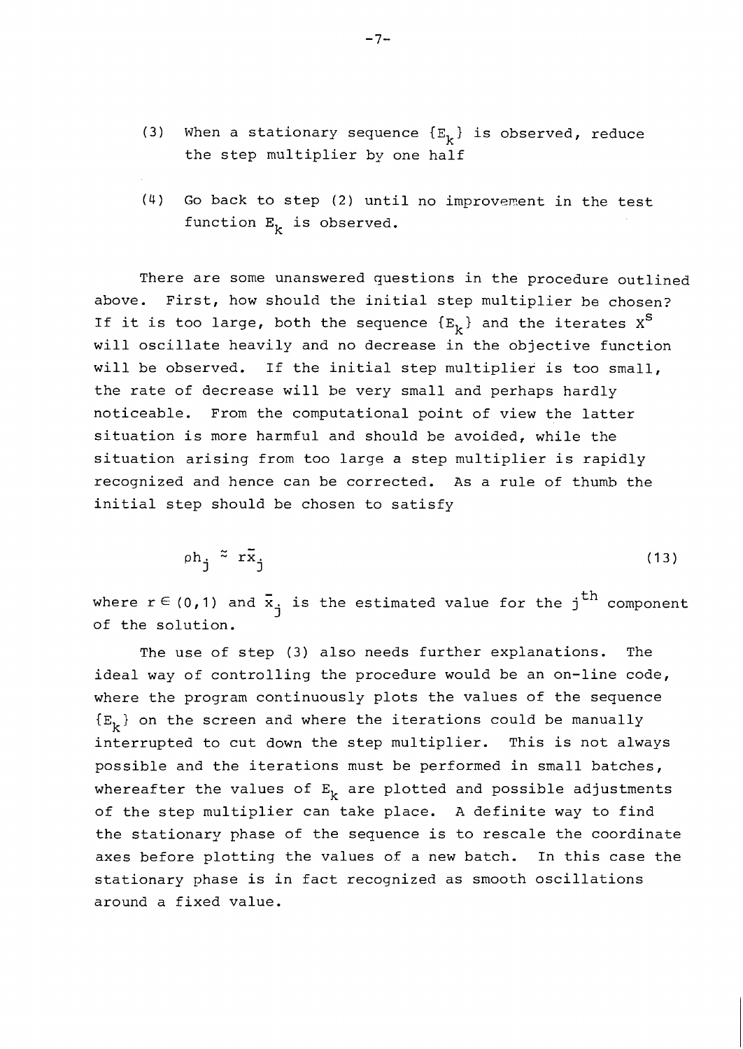(3) When a stationary sequence $\{E_k\}$ is observed, reduce the step multiplier by one half

(4) Go back to step (2) until no improvement in the test function $E_k$ is observed.

There are some unanswered questions in the procedure outlined above. First, how should the initial step multiplier be chosen? If it is too large, both the sequence $\{E_k\}$ and the iterates $x^s$ will oscillate heavily and no decrease in the objective function will be observed. If the initial step multiplier is too small, the rate of decrease will be very small and perhaps hardly noticeable. From the computational point of view the latter situation is more harmful and should be avoided, while the situation arising from too large a step multiplier is rapidly recognized and hence can be corrected. As a rule of thumb the initial step should be chosen to satisfy

$$\rho h_j \approx r\bar{x}_j \tag{13}$$

where $r \in (0,1)$ and $\bar{x}_j$ is the estimated value for the $j^{th}$ component of the solution.

The use of step (3) also needs further explanations. The ideal way of controlling the procedure would be an on-line code, where the program continuously plots the values of the sequence $\{E_k\}$ on the screen and where the iterations could be manually interrupted to cut down the step multiplier. This is not always possible and the iterations must be performed in small batches, whereafter the values of $E_k$ are plotted and possible adjustments of the step multiplier can take place. A definite way to find the stationary phase of the sequence is to rescale the coordinate axes before plotting the values of a new batch. In this case the stationary phase is in fact recognized as smooth oscillations around a fixed value.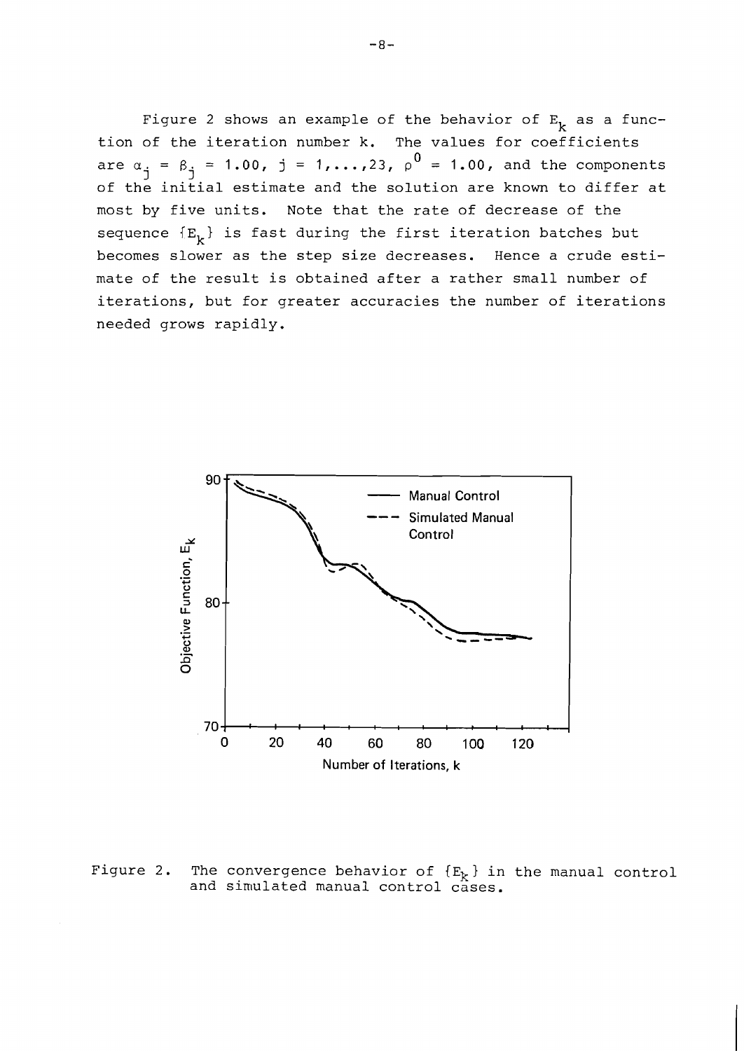Figure 2 shows an example of the behavior of $E_k$ as a function of the iteration number k. The values for coefficients are $\alpha_j = \beta_j = 1.00$, $j = 1,\ldots,23$, $\rho^0 = 1.00$, and the components of the initial estimate and the solution are known to differ at most by five units. Note that the rate of decrease of the sequence $\{E_k\}$ is fast during the first iteration batches but becomes slower as the step size decreases. Hence a crude estimate of the result is obtained after a rather small number of iterations, but for greater accuracies the number of iterations needed grows rapidly.

Figure 2. The convergence behavior of $\{E_k\}$ in the manual control and simulated manual control cases.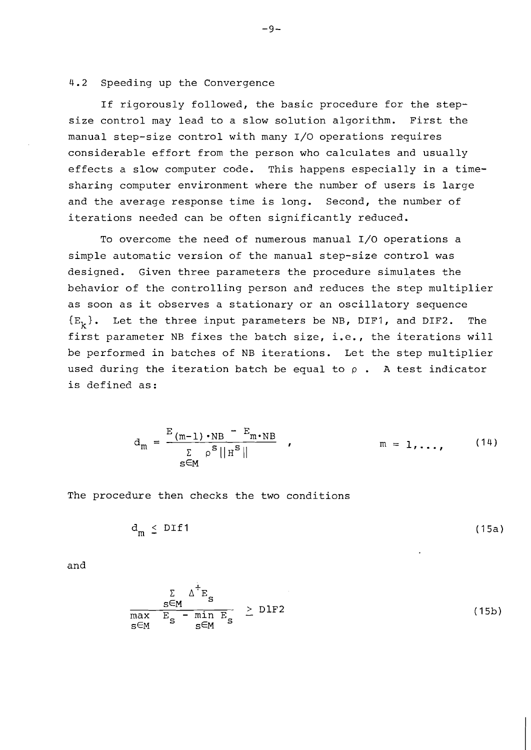## 4.2 Speeding up the Convergence

If rigorously followed, the basic procedure for the step-size control may lead to a slow solution algorithm. First the manual step-size control with many I/O operations requires considerable effort from the person who calculates and usually effects a slow computer code. This happens especially in a time-sharing computer environment where the number of users is large and the average response time is long. Second, the number of iterations needed can be often significantly reduced.

To overcome the need of numerous manual I/O operations a simple automatic version of the manual step-size control was designed. Given three parameters the procedure simulates the behavior of the controlling person and reduces the step multiplier as soon as it observes a stationary or an oscillatory sequence $\{E_k\}$. Let the three input parameters be NB, DIF1, and DIF2. The first parameter NB fixes the batch size, i.e., the iterations will be performed in batches of NB iterations. Let the step multiplier used during the iteration batch be equal to $\rho$. A test indicator is defined as:

$$d_m = \frac{E_{(m-1)\cdot NB} - E_{m\cdot NB}}{\sum_{s\in M} \rho^s \|H^s\|} \quad , \qquad m = 1,\ldots, \tag{14}$$

The procedure then checks the two conditions

$$d_m \leq \text{DIf1} \tag{15a}$$

and

$$\frac{\sum_{s\in M} \Delta^{+} E_s}{\max_{s\in M} E_s - \min_{s\in M} E_s} \geq \text{DlF2} \tag{15b}$$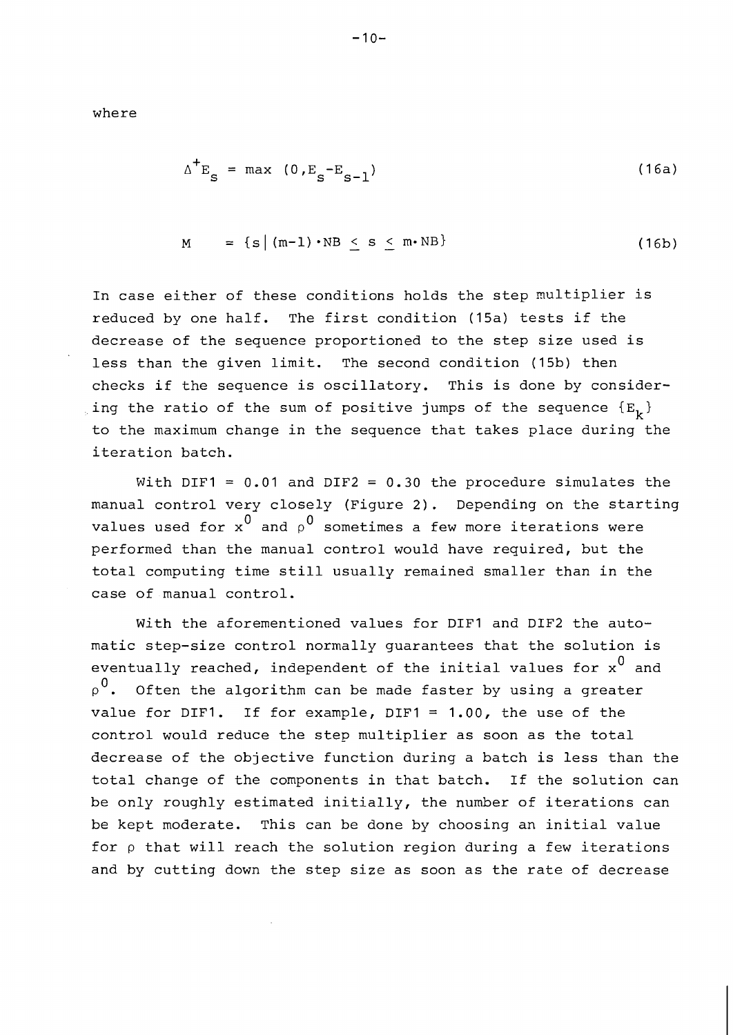where

$$\Delta^{+}E_{s} = \max\ (0, E_{s} - E_{s-1}) \tag{16a}$$

$$M \quad = \{s \mid (m-1) \cdot NB \leq s \leq m \cdot NB\} \tag{16b}$$

In case either of these conditions holds the step multiplier is reduced by one half. The first condition (15a) tests if the decrease of the sequence proportioned to the step size used is less than the given limit. The second condition (15b) then checks if the sequence is oscillatory. This is done by considering the ratio of the sum of positive jumps of the sequence $\{E_k\}$ to the maximum change in the sequence that takes place during the iteration batch.

With DIF1 = 0.01 and DIF2 = 0.30 the procedure simulates the manual control very closely (Figure 2). Depending on the starting values used for $x^0$ and $\rho^0$ sometimes a few more iterations were performed than the manual control would have required, but the total computing time still usually remained smaller than in the case of manual control.

With the aforementioned values for DIF1 and DIF2 the automatic step-size control normally guarantees that the solution is eventually reached, independent of the initial values for $x^0$ and $\rho^0$. Often the algorithm can be made faster by using a greater value for DIF1. If for example, DIF1 = 1.00, the use of the control would reduce the step multiplier as soon as the total decrease of the objective function during a batch is less than the total change of the components in that batch. If the solution can be only roughly estimated initially, the number of iterations can be kept moderate. This can be done by choosing an initial value for $\rho$ that will reach the solution region during a few iterations and by cutting down the step size as soon as the rate of decrease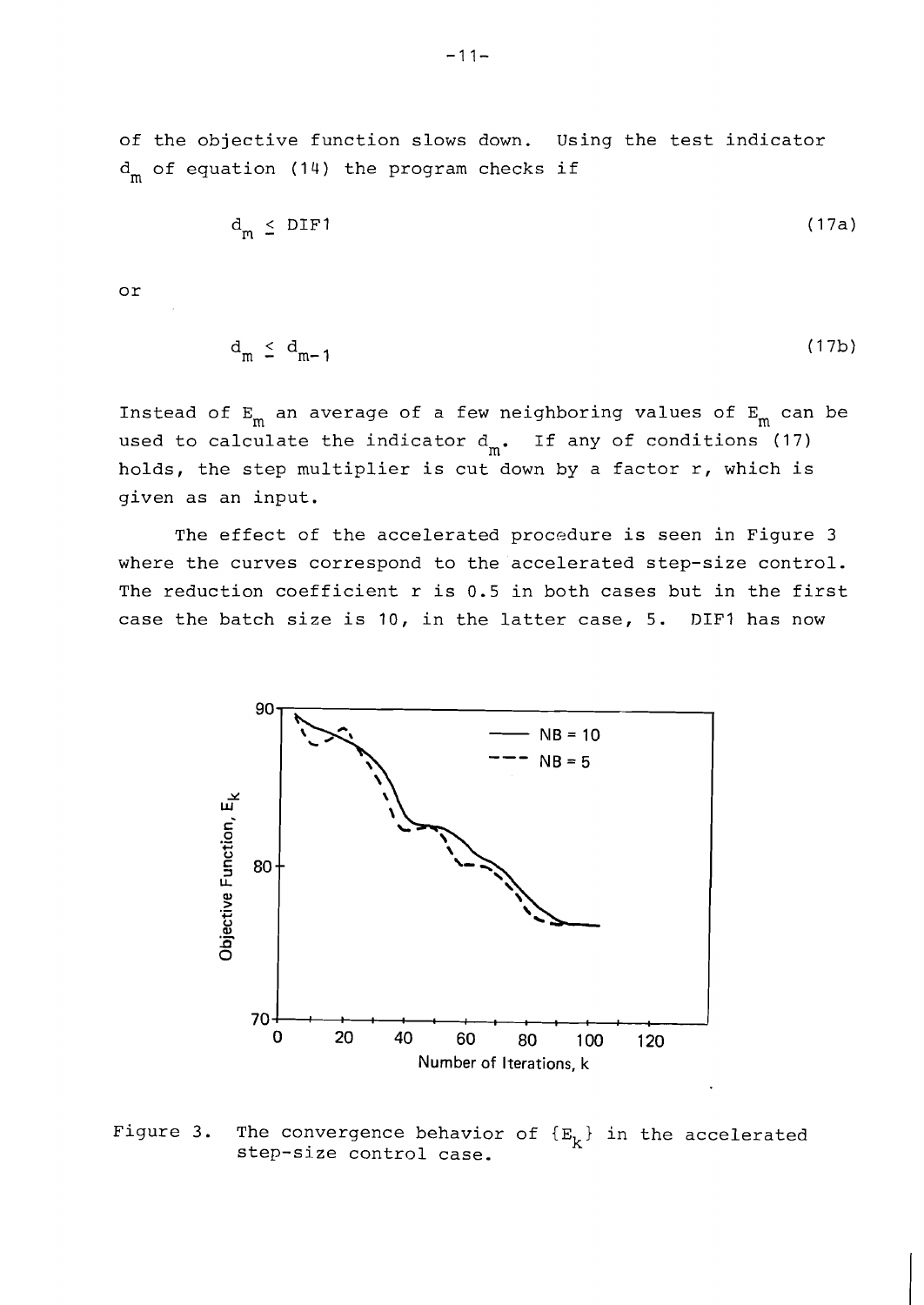of the objective function slows down. Using the test indicator $d_m$ of equation (14) the program checks if

$$d_m \leq \text{DIF1} \tag{17a}$$

or

$$d_m \leq d_{m-1} \tag{17b}$$

Instead of $E_m$ an average of a few neighboring values of $E_m$ can be used to calculate the indicator $d_m$. If any of conditions (17) holds, the step multiplier is cut down by a factor r, which is given as an input.

The effect of the accelerated procedure is seen in Figure 3 where the curves correspond to the accelerated step-size control. The reduction coefficient r is 0.5 in both cases but in the first case the batch size is 10, in the latter case, 5. DIF1 has now

Figure 3. The convergence behavior of $\{E_k\}$ in the accelerated step-size control case.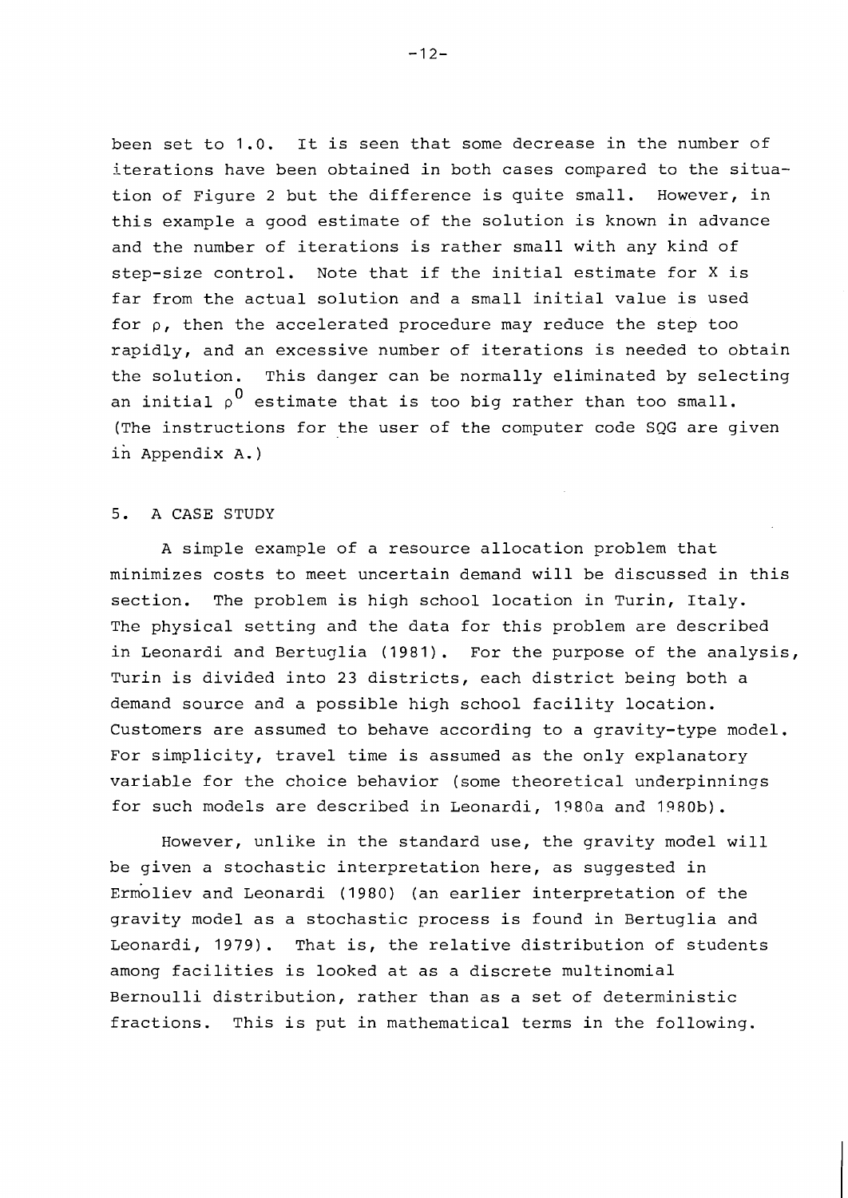been set to 1.0. It is seen that some decrease in the number of iterations have been obtained in both cases compared to the situation of Figure 2 but the difference is quite small. However, in this example a good estimate of the solution is known in advance and the number of iterations is rather small with any kind of step-size control. Note that if the initial estimate for X is far from the actual solution and a small initial value is used for $\rho$, then the accelerated procedure may reduce the step too rapidly, and an excessive number of iterations is needed to obtain the solution. This danger can be normally eliminated by selecting an initial $\rho^0$ estimate that is too big rather than too small. (The instructions for the user of the computer code SQG are given in Appendix A.)

## 5. A CASE STUDY

A simple example of a resource allocation problem that minimizes costs to meet uncertain demand will be discussed in this section. The problem is high school location in Turin, Italy. The physical setting and the data for this problem are described in Leonardi and Bertuglia (1981). For the purpose of the analysis, Turin is divided into 23 districts, each district being both a demand source and a possible high school facility location. Customers are assumed to behave according to a gravity-type model. For simplicity, travel time is assumed as the only explanatory variable for the choice behavior (some theoretical underpinnings for such models are described in Leonardi, 1980a and 1980b).

However, unlike in the standard use, the gravity model will be given a stochastic interpretation here, as suggested in Ermoliev and Leonardi (1980) (an earlier interpretation of the gravity model as a stochastic process is found in Bertuglia and Leonardi, 1979). That is, the relative distribution of students among facilities is looked at as a discrete multinomial Bernoulli distribution, rather than as a set of deterministic fractions. This is put in mathematical terms in the following.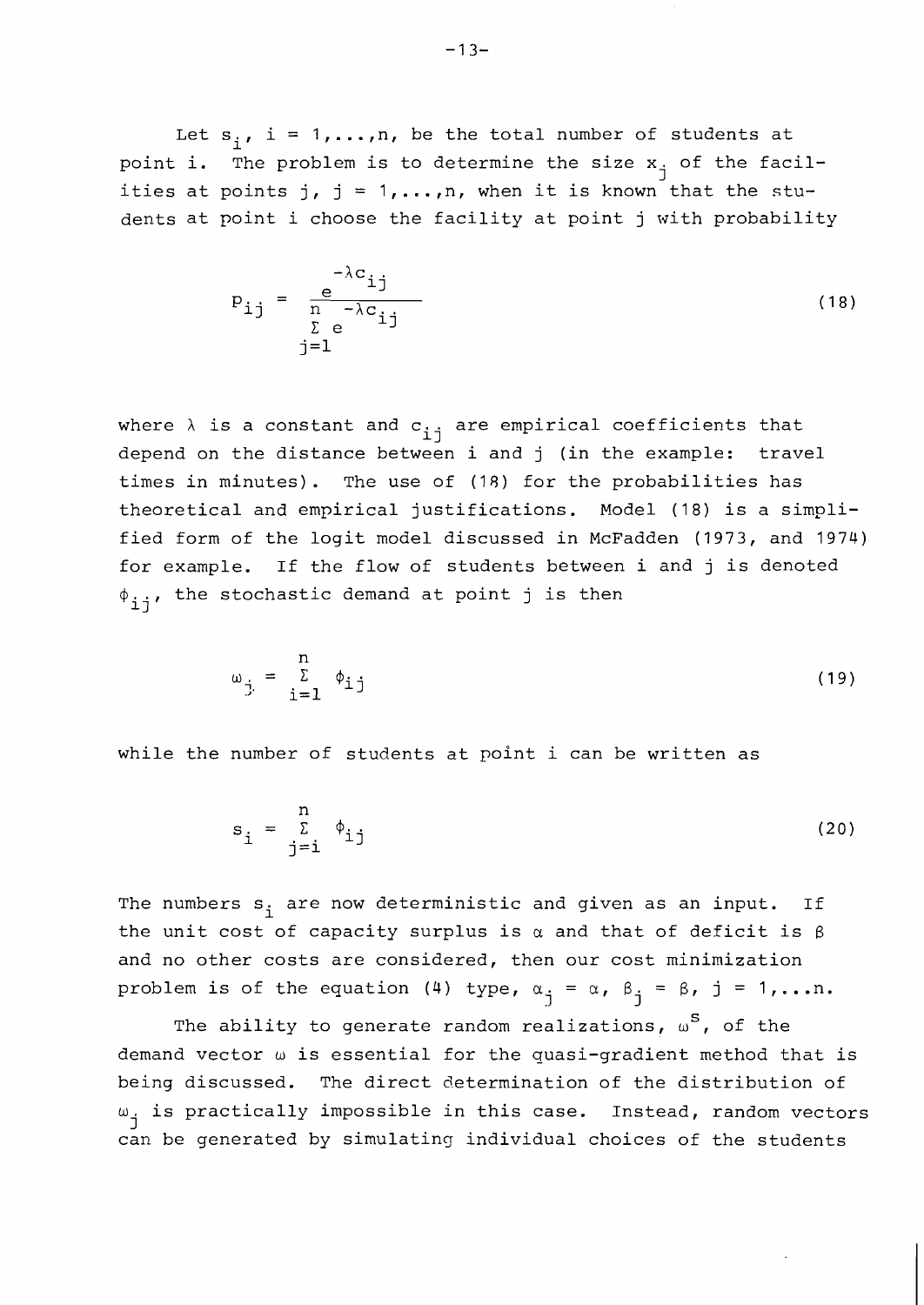Let $s_i$, $i = 1,\ldots,n$, be the total number of students at point i. The problem is to determine the size $x_j$ of the facilities at points j, $j = 1,\ldots,n$, when it is known that the students at point i choose the facility at point j with probability

$$p_{ij} = \frac{e^{-\lambda c_{ij}}}{\sum_{j=1}^{n} e^{-\lambda c_{ij}}} \tag{18}$$

where $\lambda$ is a constant and $c_{ij}$ are empirical coefficients that depend on the distance between i and j (in the example: travel times in minutes). The use of (18) for the probabilities has theoretical and empirical justifications. Model (18) is a simplified form of the logit model discussed in McFadden (1973, and 1974) for example. If the flow of students between i and j is denoted $\phi_{ij}$, the stochastic demand at point j is then

$$\omega_j = \sum_{i=1}^{n} \phi_{ij} \tag{19}$$

while the number of students at point i can be written as

$$s_i = \sum_{j=i}^{n} \phi_{ij} \tag{20}$$

The numbers $s_i$ are now deterministic and given as an input. If the unit cost of capacity surplus is $\alpha$ and that of deficit is $\beta$ and no other costs are considered, then our cost minimization problem is of the equation (4) type, $\alpha_j = \alpha$, $\beta_j = \beta$, $j = 1,\ldots n$.

The ability to generate random realizations, $\omega^s$, of the demand vector $\omega$ is essential for the quasi-gradient method that is being discussed. The direct determination of the distribution of $\omega_j$ is practically impossible in this case. Instead, random vectors can be generated by simulating individual choices of the students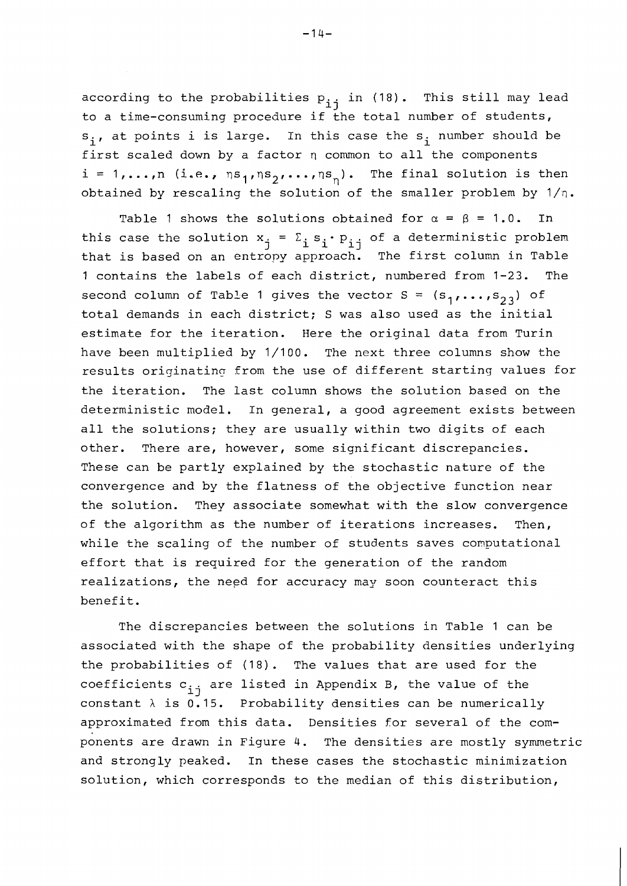according to the probabilities $p_{ij}$ in (18). This still may lead to a time-consuming procedure if the total number of students, $s_i$, at points i is large. In this case the $s_i$ number should be first scaled down by a factor $\eta$ common to all the components $i = 1,\ldots,n$ (i.e., $\eta s_1, \eta s_2, \ldots, \eta s_n$). The final solution is then obtained by rescaling the solution of the smaller problem by $1/\eta$.

Table 1 shows the solutions obtained for $\alpha = \beta = 1.0$. In this case the solution $x_j = \Sigma_i s_i \cdot p_{ij}$ of a deterministic problem that is based on an entropy approach. The first column in Table 1 contains the labels of each district, numbered from 1-23. The second column of Table 1 gives the vector $S = (s_1,\ldots,s_{23})$ of total demands in each district; S was also used as the initial estimate for the iteration. Here the original data from Turin have been multiplied by 1/100. The next three columns show the results originating from the use of different starting values for the iteration. The last column shows the solution based on the deterministic model. In general, a good agreement exists between all the solutions; they are usually within two digits of each other. There are, however, some significant discrepancies. These can be partly explained by the stochastic nature of the convergence and by the flatness of the objective function near the solution. They associate somewhat with the slow convergence of the algorithm as the number of iterations increases. Then, while the scaling of the number of students saves computational effort that is required for the generation of the random realizations, the need for accuracy may soon counteract this benefit.

The discrepancies between the solutions in Table 1 can be associated with the shape of the probability densities underlying the probabilities of (18). The values that are used for the coefficients $c_{ij}$ are listed in Appendix B, the value of the constant $\lambda$ is 0.15. Probability densities can be numerically approximated from this data. Densities for several of the components are drawn in Figure 4. The densities are mostly symmetric and strongly peaked. In these cases the stochastic minimization solution, which corresponds to the median of this distribution,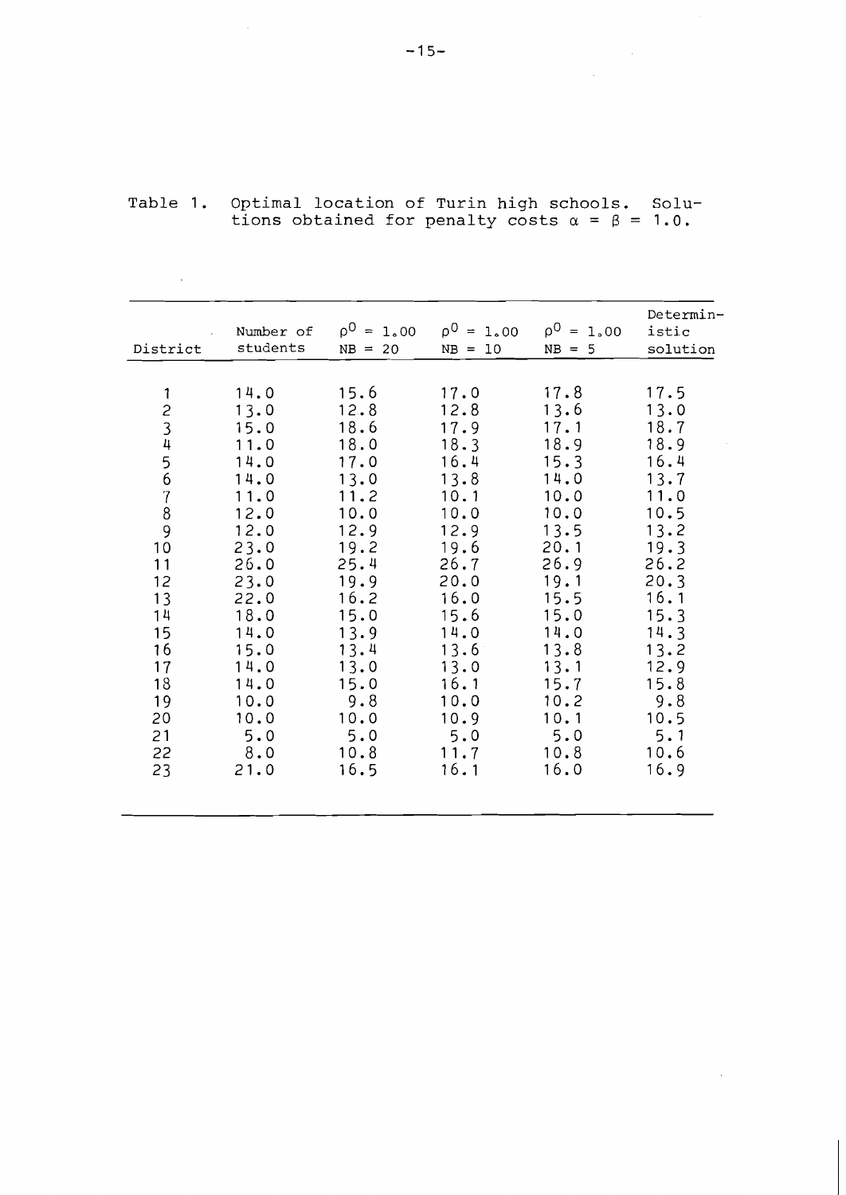Table 1. Optimal location of Turin high schools. Solutions obtained for penalty costs $\alpha = \beta = 1.0$.

| District | Number of students | $\rho^0 = 1.00$ NB = 20 | $\rho^0 = 1.00$ NB = 10 | $\rho^0 = 1.00$ NB = 5 | Deterministic solution |
|---|---|---|---|---|---|
| 1 | 14.0 | 15.6 | 17.0 | 17.8 | 17.5 |
| 2 | 13.0 | 12.8 | 12.8 | 13.6 | 13.0 |
| 3 | 15.0 | 18.6 | 17.9 | 17.1 | 18.7 |
| 4 | 11.0 | 18.0 | 18.3 | 18.9 | 18.9 |
| 5 | 14.0 | 17.0 | 16.4 | 15.3 | 16.4 |
| 6 | 14.0 | 13.0 | 13.8 | 14.0 | 13.7 |
| 7 | 11.0 | 11.2 | 10.1 | 10.0 | 11.0 |
| 8 | 12.0 | 10.0 | 10.0 | 10.0 | 10.5 |
| 9 | 12.0 | 12.9 | 12.9 | 13.5 | 13.2 |
| 10 | 23.0 | 19.2 | 19.6 | 20.1 | 19.3 |
| 11 | 26.0 | 25.4 | 26.7 | 26.9 | 26.2 |
| 12 | 23.0 | 19.9 | 20.0 | 19.1 | 20.3 |
| 13 | 22.0 | 16.2 | 16.0 | 15.5 | 16.1 |
| 14 | 18.0 | 15.0 | 15.6 | 15.0 | 15.3 |
| 15 | 14.0 | 13.9 | 14.0 | 14.0 | 14.3 |
| 16 | 15.0 | 13.4 | 13.6 | 13.8 | 13.2 |
| 17 | 14.0 | 13.0 | 13.0 | 13.1 | 12.9 |
| 18 | 14.0 | 15.0 | 16.1 | 15.7 | 15.8 |
| 19 | 10.0 | 9.8 | 10.0 | 10.2 | 9.8 |
| 20 | 10.0 | 10.0 | 10.9 | 10.1 | 10.5 |
| 21 | 5.0 | 5.0 | 5.0 | 5.0 | 5.1 |
| 22 | 8.0 | 10.8 | 11.7 | 10.8 | 10.6 |
| 23 | 21.0 | 16.5 | 16.1 | 16.0 | 16.9 |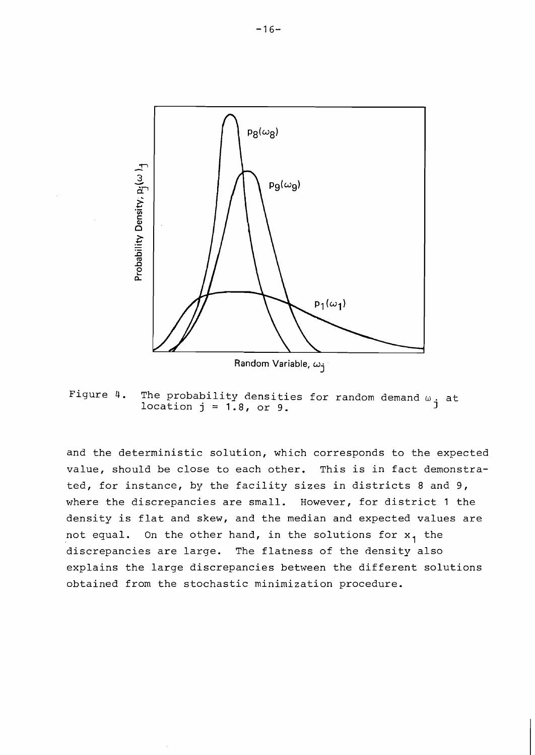Figure 4. The probability densities for random demand $\omega_j$ at location $j = 1.8$, or 9.

and the deterministic solution, which corresponds to the expected value, should be close to each other. This is in fact demonstrated, for instance, by the facility sizes in districts 8 and 9, where the discrepancies are small. However, for district 1 the density is flat and skew, and the median and expected values are not equal. On the other hand, in the solutions for $x_1$ the discrepancies are large. The flatness of the density also explains the large discrepancies between the different solutions obtained from the stochastic minimization procedure.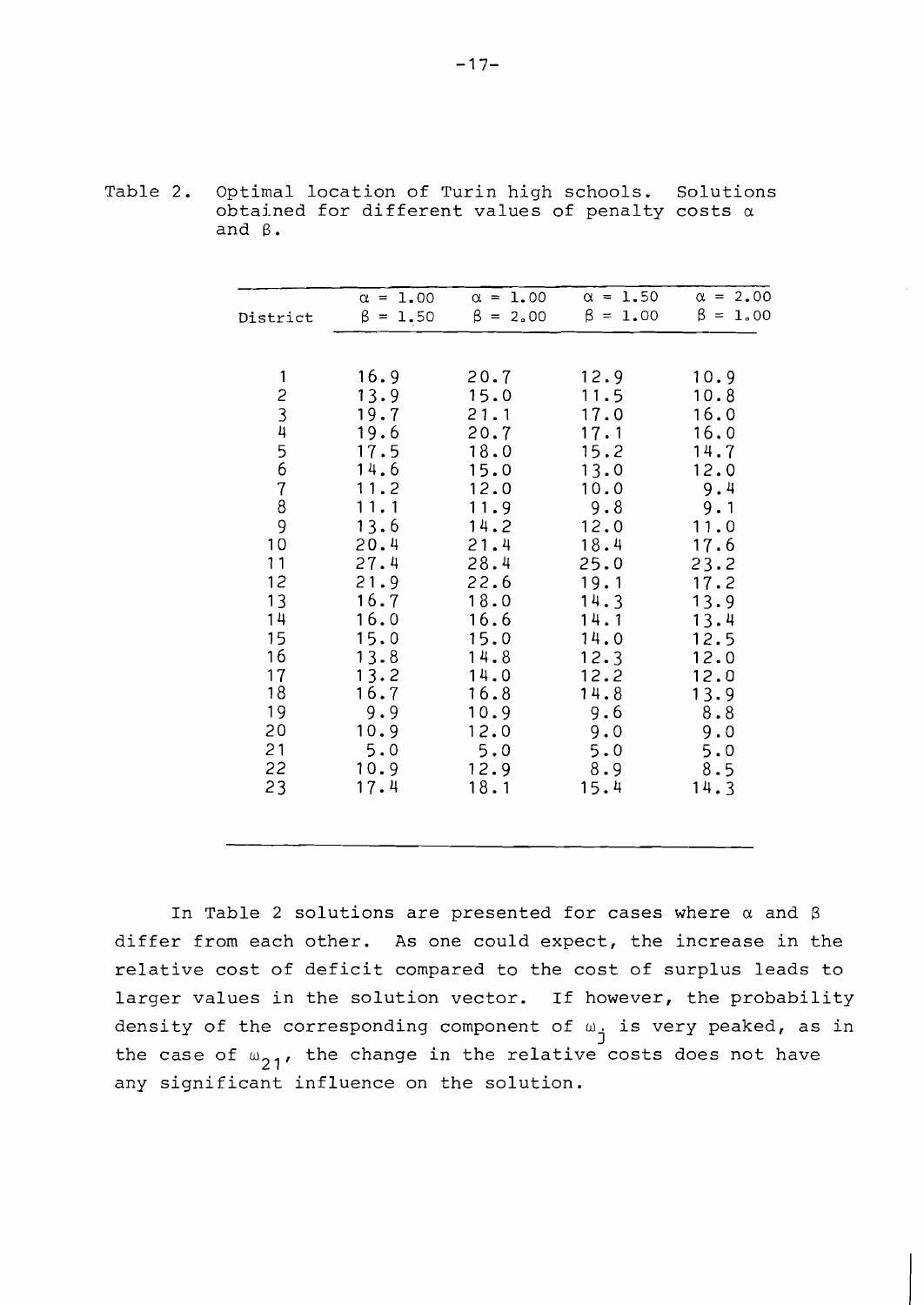Table 2. Optimal location of Turin high schools. Solutions obtained for different values of penalty costs $\alpha$ and $\beta$.

| District | $\alpha = 1.00$ $\beta = 1.50$ | $\alpha = 1.00$ $\beta = 2.00$ | $\alpha = 1.50$ $\beta = 1.00$ | $\alpha = 2.00$ $\beta = 1.00$ |
|---|---|---|---|---|
| 1 | 16.9 | 20.7 | 12.9 | 10.9 |
| 2 | 13.9 | 15.0 | 11.5 | 10.8 |
| 3 | 19.7 | 21.1 | 17.0 | 16.0 |
| 4 | 19.6 | 20.7 | 17.1 | 16.0 |
| 5 | 17.5 | 18.0 | 15.2 | 14.7 |
| 6 | 14.6 | 15.0 | 13.0 | 12.0 |
| 7 | 11.2 | 12.0 | 10.0 | 9.4 |
| 8 | 11.1 | 11.9 | 9.8 | 9.1 |
| 9 | 13.6 | 14.2 | 12.0 | 11.0 |
| 10 | 20.4 | 21.4 | 18.4 | 17.6 |
| 11 | 27.4 | 28.4 | 25.0 | 23.2 |
| 12 | 21.9 | 22.6 | 19.1 | 17.2 |
| 13 | 16.7 | 18.0 | 14.3 | 13.9 |
| 14 | 16.0 | 16.6 | 14.1 | 13.4 |
| 15 | 15.0 | 15.0 | 14.0 | 12.5 |
| 16 | 13.8 | 14.8 | 12.3 | 12.0 |
| 17 | 13.2 | 14.0 | 12.2 | 12.0 |
| 18 | 16.7 | 16.8 | 14.8 | 13.9 |
| 19 | 9.9 | 10.9 | 9.6 | 8.8 |
| 20 | 10.9 | 12.0 | 9.0 | 9.0 |
| 21 | 5.0 | 5.0 | 5.0 | 5.0 |
| 22 | 10.9 | 12.9 | 8.9 | 8.5 |
| 23 | 17.4 | 18.1 | 15.4 | 14.3 |

In Table 2 solutions are presented for cases where $\alpha$ and $\beta$ differ from each other. As one could expect, the increase in the relative cost of deficit compared to the cost of surplus leads to larger values in the solution vector. If however, the probability density of the corresponding component of $\omega_j$ is very peaked, as in the case of $\omega_{21}$, the change in the relative costs does not have any significant influence on the solution.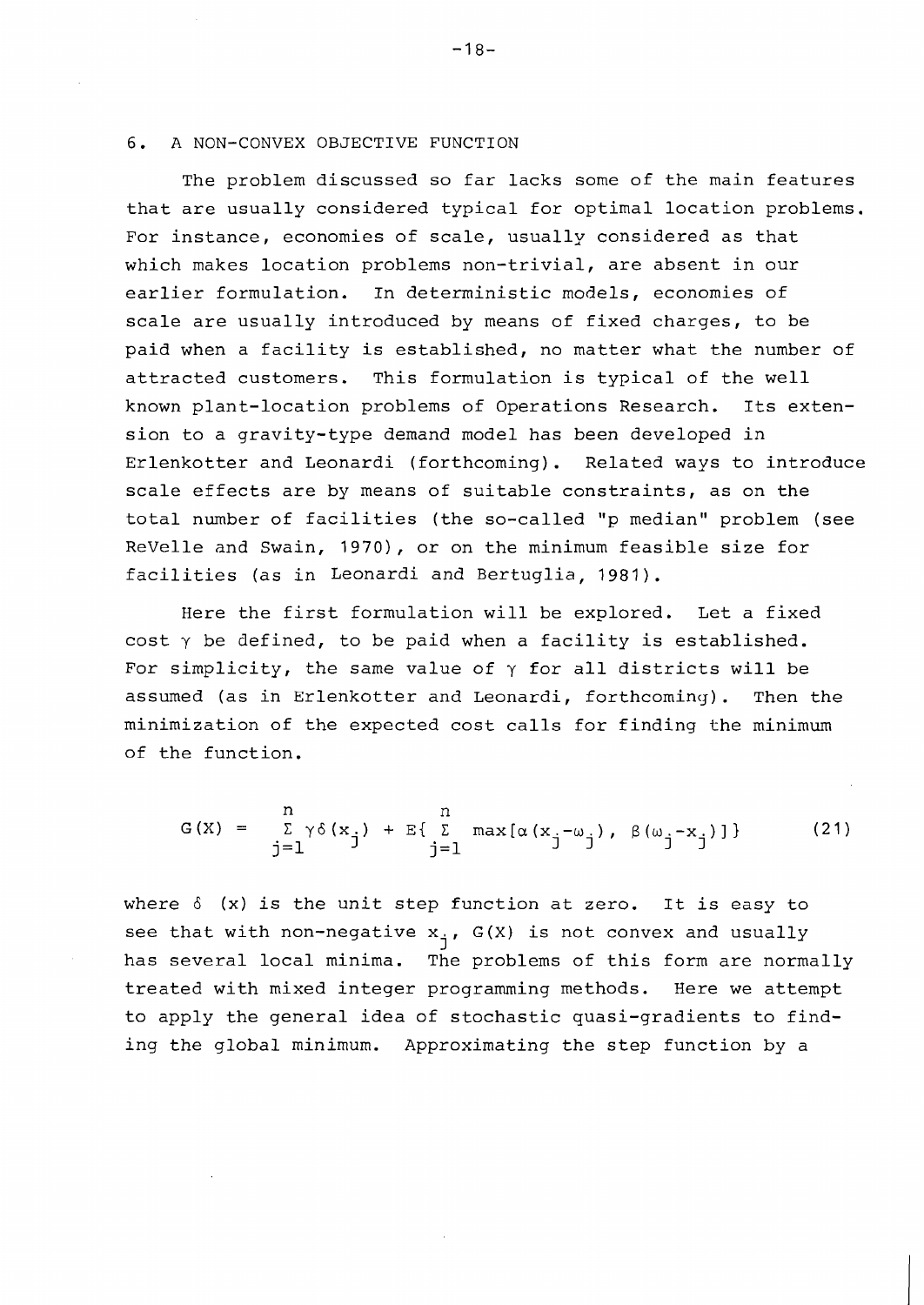## 6. A NON-CONVEX OBJECTIVE FUNCTION

The problem discussed so far lacks some of the main features that are usually considered typical for optimal location problems. For instance, economies of scale, usually considered as that which makes location problems non-trivial, are absent in our earlier formulation. In deterministic models, economies of scale are usually introduced by means of fixed charges, to be paid when a facility is established, no matter what the number of attracted customers. This formulation is typical of the well known plant-location problems of Operations Research. Its extension to a gravity-type demand model has been developed in Erlenkotter and Leonardi (forthcoming). Related ways to introduce scale effects are by means of suitable constraints, as on the total number of facilities (the so-called "p median" problem (see ReVelle and Swain, 1970), or on the minimum feasible size for facilities (as in Leonardi and Bertuglia, 1981).

Here the first formulation will be explored. Let a fixed cost $\gamma$ be defined, to be paid when a facility is established. For simplicity, the same value of $\gamma$ for all districts will be assumed (as in Erlenkotter and Leonardi, forthcoming). Then the minimization of the expected cost calls for finding the minimum of the function.

$$G(X) = \sum_{j=1}^{n} \gamma\delta(x_j) + E\{\sum_{j=1}^{n} \max[\alpha(x_j-\omega_j),\ \beta(\omega_j-x_j)]\} \tag{21}$$

where $\delta$ (x) is the unit step function at zero. It is easy to see that with non-negative $x_j$, G(X) is not convex and usually has several local minima. The problems of this form are normally treated with mixed integer programming methods. Here we attempt to apply the general idea of stochastic quasi-gradients to finding the global minimum. Approximating the step function by a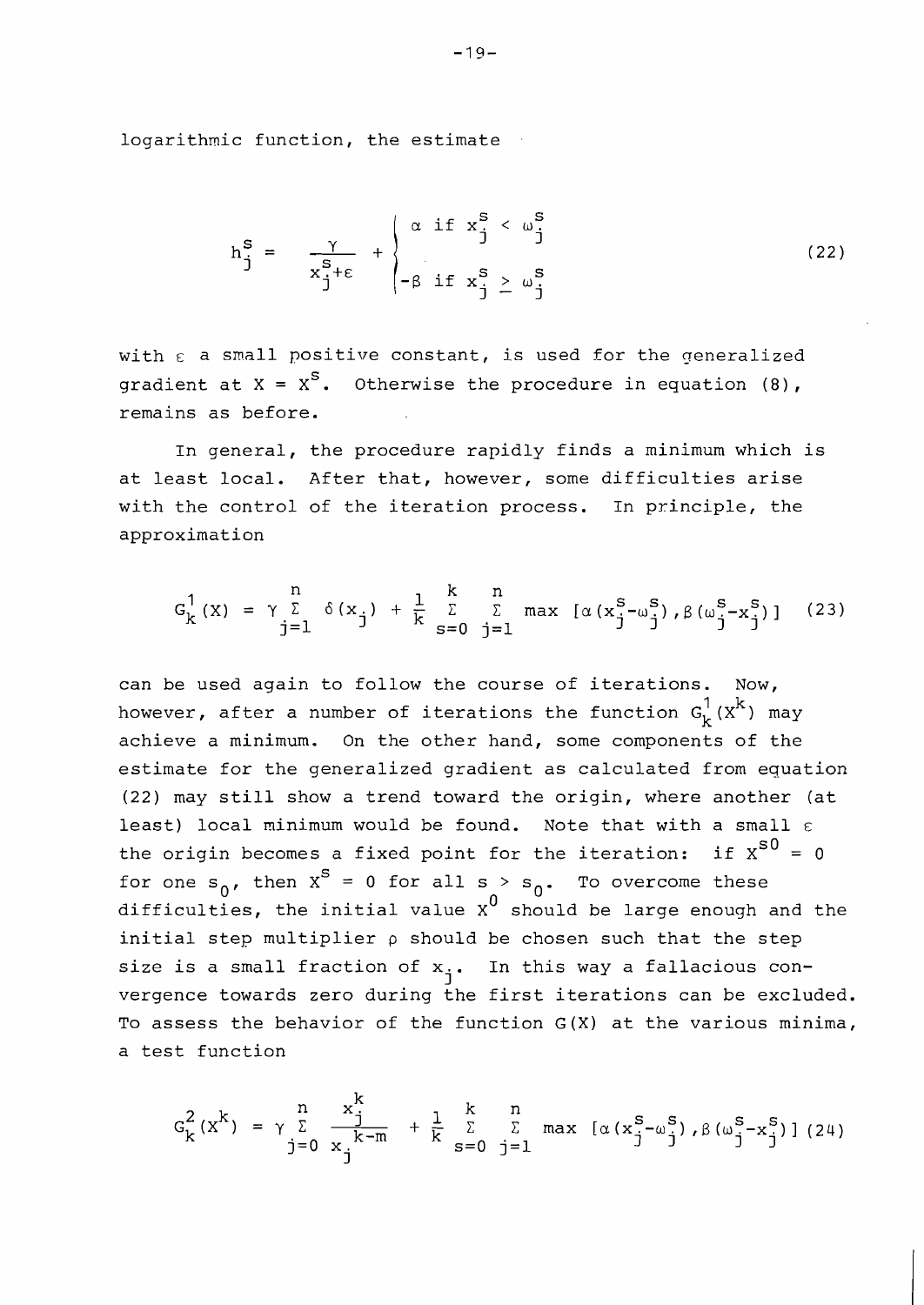logarithmic function, the estimate

$$h_j^s = \frac{\gamma}{x_j^s+\varepsilon} + \begin{cases} \alpha \text{ if } x_j^s < \omega_j^s \\ -\beta \text{ if } x_j^s \geq \omega_j^s \end{cases} \tag{22}$$

with $\varepsilon$ a small positive constant, is used for the generalized gradient at $X = X^s$. Otherwise the procedure in equation (8), remains as before.

In general, the procedure rapidly finds a minimum which is at least local. After that, however, some difficulties arise with the control of the iteration process. In principle, the approximation

$$G_k^1(X) = \gamma \sum_{j=1}^{n} \delta(x_j) + \frac{1}{k} \sum_{s=0}^{k} \sum_{j=1}^{n} \max\,[\alpha(x_j^s-\omega_j^s), \beta(\omega_j^s-x_j^s)] \tag{23}$$

can be used again to follow the course of iterations. Now, however, after a number of iterations the function $G_k^1(X^k)$ may achieve a minimum. On the other hand, some components of the estimate for the generalized gradient as calculated from equation (22) may still show a trend toward the origin, where another (at least) local minimum would be found. Note that with a small $\varepsilon$ the origin becomes a fixed point for the iteration: if $X^{s0} = 0$ for one $s_0$, then $X^s = 0$ for all $s > s_0$. To overcome these difficulties, the initial value $X^0$ should be large enough and the initial step multiplier $\rho$ should be chosen such that the step size is a small fraction of $x_j$. In this way a fallacious convergence towards zero during the first iterations can be excluded. To assess the behavior of the function $G(X)$ at the various minima, a test function

$$G_k^2(X^k) = \gamma \sum_{j=0}^{n} \frac{x_j^k}{x_j^{k-m}} + \frac{1}{k} \sum_{s=0}^{k} \sum_{j=1}^{n} \max\,[\alpha(x_j^s-\omega_j^s), \beta(\omega_j^s-x_j^s)] \tag{24}$$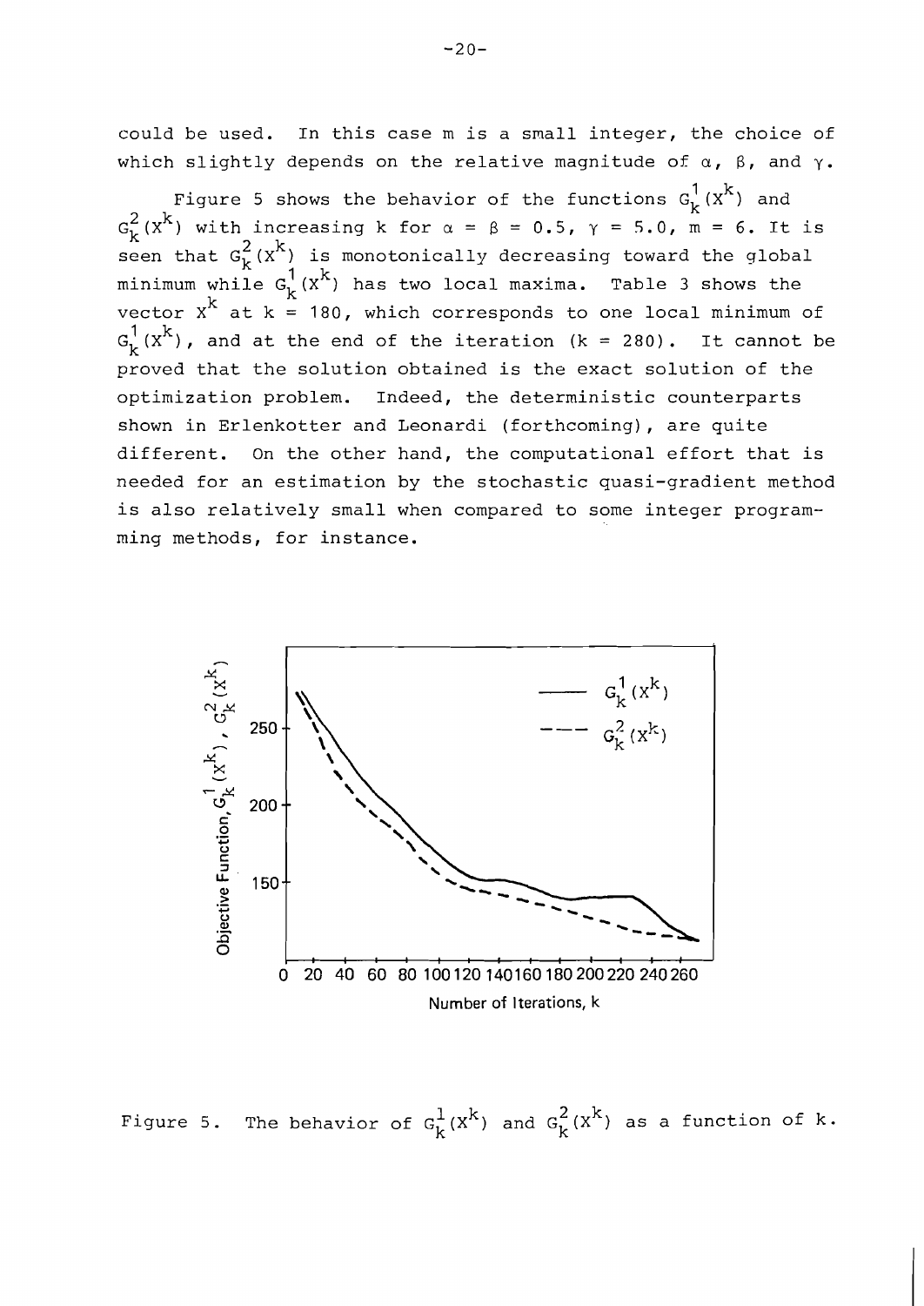could be used. In this case m is a small integer, the choice of which slightly depends on the relative magnitude of $\alpha$, $\beta$, and $\gamma$.

Figure 5 shows the behavior of the functions $G_k^1(X^k)$ and $G_k^2(X^k)$ with increasing k for $\alpha = \beta = 0.5$, $\gamma = 5.0$, $m = 6$. It is seen that $G_k^2(X^k)$ is monotonically decreasing toward the global minimum while $G_k^1(X^k)$ has two local maxima. Table 3 shows the vector $X^k$ at $k = 180$, which corresponds to one local minimum of $G_k^1(X^k)$, and at the end of the iteration ($k = 280$). It cannot be proved that the solution obtained is the exact solution of the optimization problem. Indeed, the deterministic counterparts shown in Erlenkotter and Leonardi (forthcoming), are quite different. On the other hand, the computational effort that is needed for an estimation by the stochastic quasi-gradient method is also relatively small when compared to some integer programming methods, for instance.

Figure 5. The behavior of $G_k^1(X^k)$ and $G_k^2(X^k)$ as a function of k.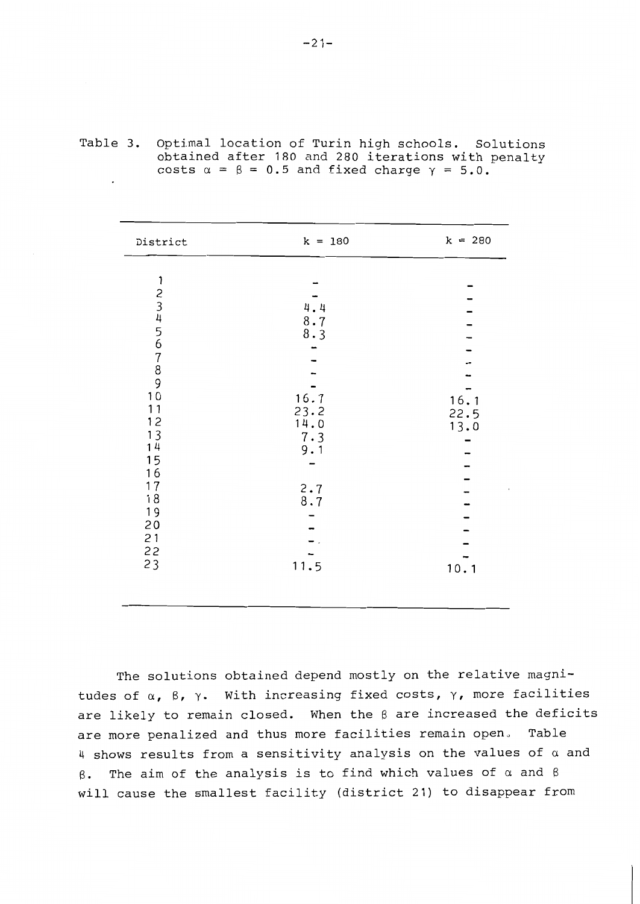Table 3. Optimal location of Turin high schools. Solutions obtained after 180 and 280 iterations with penalty costs $\alpha = \beta = 0.5$ and fixed charge $\gamma = 5.0$.

| District | k = 180 | k = 280 |
|---|---|---|
| 1 | - | - |
| 2 | - | - |
| 3 | 4.4 | - |
| 4 | 8.7 | - |
| 5 | 8.3 | - |
| 6 | - | - |
| 7 | - | - |
| 8 | - | - |
| 9 | - | - |
| 10 | 16.7 | 16.1 |
| 11 | 23.2 | 22.5 |
| 12 | 14.0 | 13.0 |
| 13 | 7.3 | - |
| 14 | 9.1 | - |
| 15 | - | - |
| 16 | | - |
| 17 | 2.7 | - |
| 18 | 8.7 | - |
| 19 | - | - |
| 20 | - | - |
| 21 | - | - |
| 22 | - | - |
| 23 | 11.5 | 10.1 |

The solutions obtained depend mostly on the relative magnitudes of $\alpha$, $\beta$, $\gamma$. With increasing fixed costs, $\gamma$, more facilities are likely to remain closed. When the $\beta$ are increased the deficits are more penalized and thus more facilities remain open. Table 4 shows results from a sensitivity analysis on the values of $\alpha$ and $\beta$. The aim of the analysis is to find which values of $\alpha$ and $\beta$ will cause the smallest facility (district 21) to disappear from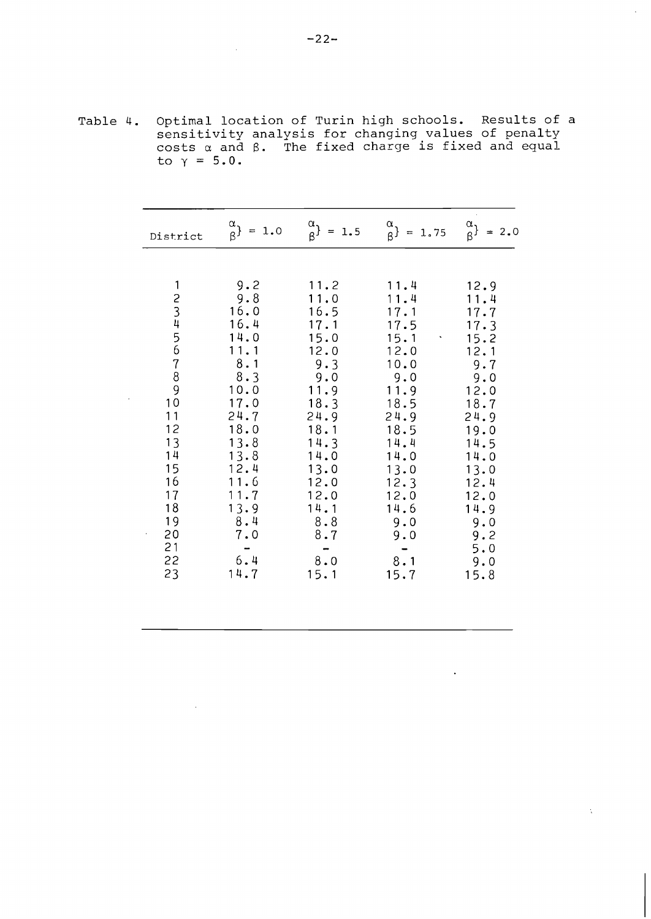Table 4. Optimal location of Turin high schools. Results of a sensitivity analysis for changing values of penalty costs $\alpha$ and $\beta$. The fixed charge is fixed and equal to $\gamma = 5.0$.

| District | $\left.\begin{matrix}\alpha\\\beta\end{matrix}\right\} = 1.0$ | $\left.\begin{matrix}\alpha\\\beta\end{matrix}\right\} = 1.5$ | $\left.\begin{matrix}\alpha\\\beta\end{matrix}\right\} = 1.75$ | $\left.\begin{matrix}\alpha\\\beta\end{matrix}\right\} = 2.0$ |
|---|---|---|---|---|
| 1 | 9.2 | 11.2 | 11.4 | 12.9 |
| 2 | 9.8 | 11.0 | 11.4 | 11.4 |
| 3 | 16.0 | 16.5 | 17.1 | 17.7 |
| 4 | 16.4 | 17.1 | 17.5 | 17.3 |
| 5 | 14.0 | 15.0 | 15.1 | 15.2 |
| 6 | 11.1 | 12.0 | 12.0 | 12.1 |
| 7 | 8.1 | 9.3 | 10.0 | 9.7 |
| 8 | 8.3 | 9.0 | 9.0 | 9.0 |
| 9 | 10.0 | 11.9 | 11.9 | 12.0 |
| 10 | 17.0 | 18.3 | 18.5 | 18.7 |
| 11 | 24.7 | 24.9 | 24.9 | 24.9 |
| 12 | 18.0 | 18.1 | 18.5 | 19.0 |
| 13 | 13.8 | 14.3 | 14.4 | 14.5 |
| 14 | 13.8 | 14.0 | 14.0 | 14.0 |
| 15 | 12.4 | 13.0 | 13.0 | 13.0 |
| 16 | 11.6 | 12.0 | 12.3 | 12.4 |
| 17 | 11.7 | 12.0 | 12.0 | 12.0 |
| 18 | 13.9 | 14.1 | 14.6 | 14.9 |
| 19 | 8.4 | 8.8 | 9.0 | 9.0 |
| 20 | 7.0 | 8.7 | 9.0 | 9.2 |
| 21 | - | - | - | 5.0 |
| 22 | 6.4 | 8.0 | 8.1 | 9.0 |
| 23 | 14.7 | 15.1 | 15.7 | 15.8 |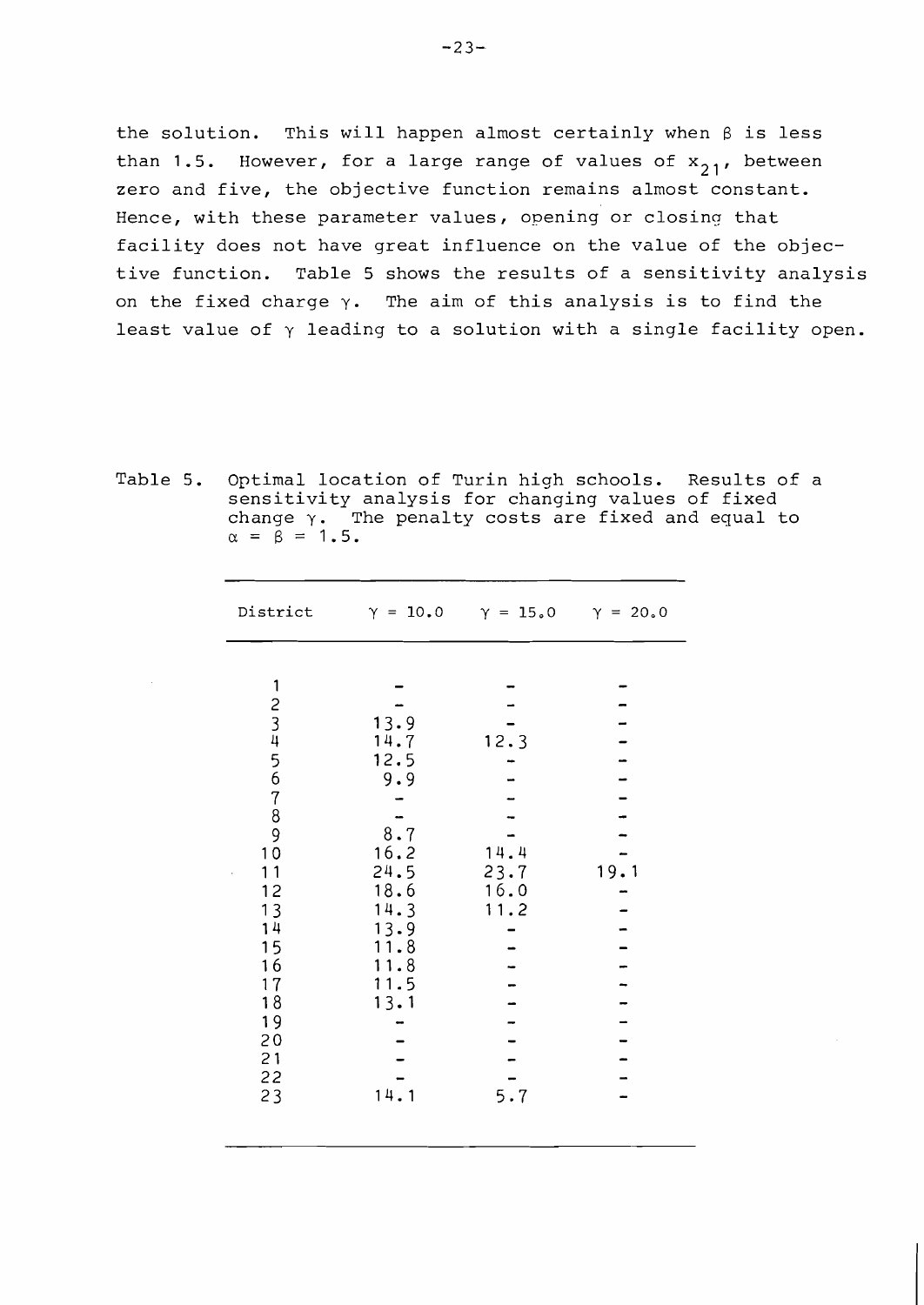the solution. This will happen almost certainly when $\beta$ is less than 1.5. However, for a large range of values of $x_{21}$, between zero and five, the objective function remains almost constant. Hence, with these parameter values, opening or closing that facility does not have great influence on the value of the objective function. Table 5 shows the results of a sensitivity analysis on the fixed charge $\gamma$. The aim of this analysis is to find the least value of $\gamma$ leading to a solution with a single facility open.

Table 5. Optimal location of Turin high schools. Results of a sensitivity analysis for changing values of fixed change $\gamma$. The penalty costs are fixed and equal to $\alpha = \beta = 1.5$.

| District | $\gamma = 10.0$ | $\gamma = 15.0$ | $\gamma = 20.0$ |
|---|---|---|---|
| 1 | - | - | - |
| 2 | - | - | - |
| 3 | 13.9 | - | - |
| 4 | 14.7 | 12.3 | - |
| 5 | 12.5 | - | - |
| 6 | 9.9 | - | - |
| 7 | - | - | - |
| 8 | - | - | - |
| 9 | 8.7 | - | - |
| 10 | 16.2 | 14.4 | - |
| 11 | 24.5 | 23.7 | 19.1 |
| 12 | 18.6 | 16.0 | - |
| 13 | 14.3 | 11.2 | - |
| 14 | 13.9 | - | - |
| 15 | 11.8 | - | - |
| 16 | 11.8 | - | - |
| 17 | 11.5 | - | - |
| 18 | 13.1 | - | - |
| 19 | - | - | - |
| 20 | - | - | - |
| 21 | - | - | - |
| 22 | - | - | - |
| 23 | 14.1 | 5.7 | - |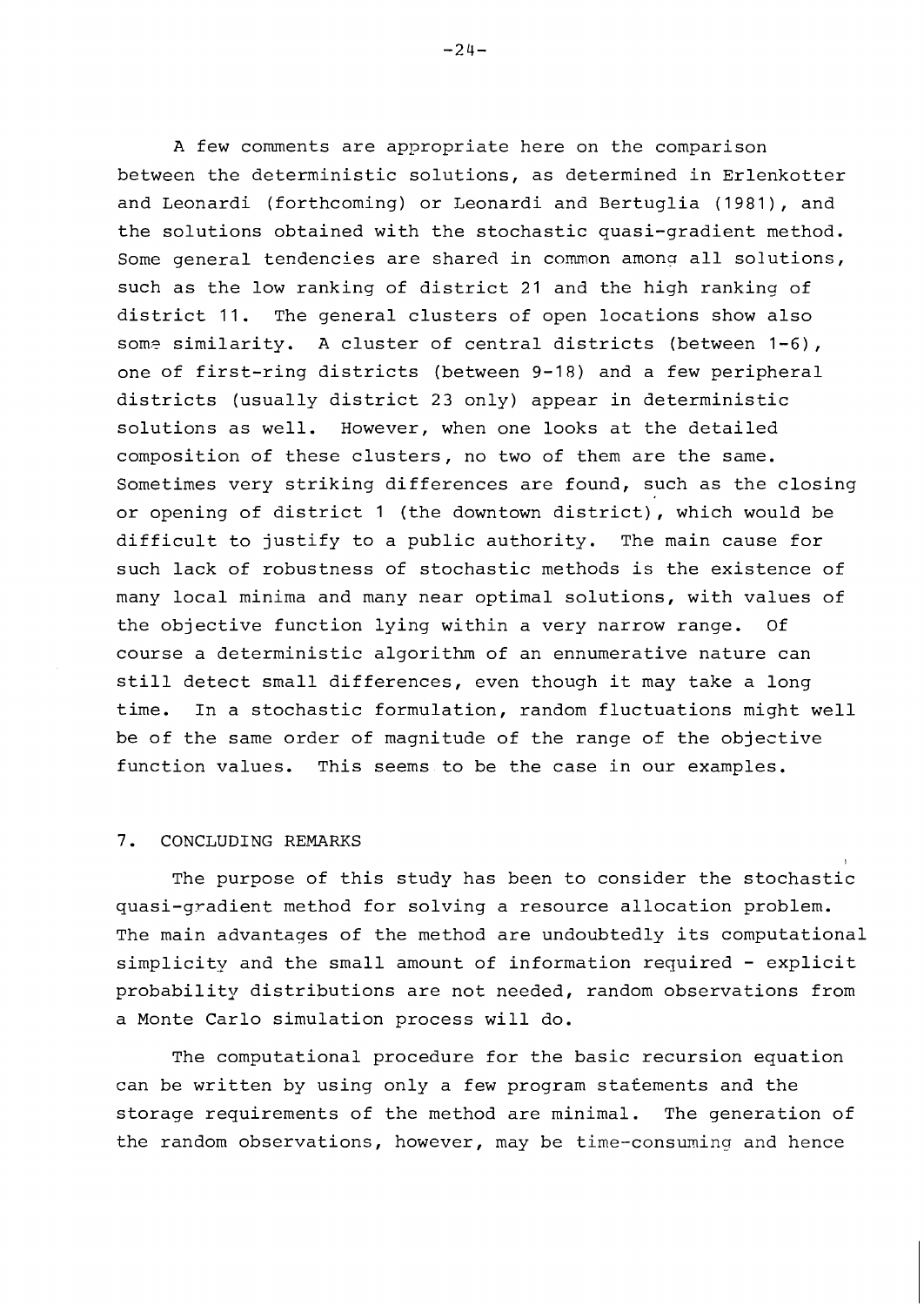A few comments are appropriate here on the comparison between the deterministic solutions, as determined in Erlenkotter and Leonardi (forthcoming) or Leonardi and Bertuglia (1981), and the solutions obtained with the stochastic quasi-gradient method. Some general tendencies are shared in common among all solutions, such as the low ranking of district 21 and the high ranking of district 11. The general clusters of open locations show also some similarity. A cluster of central districts (between 1-6), one of first-ring districts (between 9-18) and a few peripheral districts (usually district 23 only) appear in deterministic solutions as well. However, when one looks at the detailed composition of these clusters, no two of them are the same. Sometimes very striking differences are found, such as the closing or opening of district 1 (the downtown district), which would be difficult to justify to a public authority. The main cause for such lack of robustness of stochastic methods is the existence of many local minima and many near optimal solutions, with values of the objective function lying within a very narrow range. Of course a deterministic algorithm of an ennumerative nature can still detect small differences, even though it may take a long time. In a stochastic formulation, random fluctuations might well be of the same order of magnitude of the range of the objective function values. This seems to be the case in our examples.

## 7. CONCLUDING REMARKS

The purpose of this study has been to consider the stochastic quasi-gradient method for solving a resource allocation problem. The main advantages of the method are undoubtedly its computational simplicity and the small amount of information required - explicit probability distributions are not needed, random observations from a Monte Carlo simulation process will do.

The computational procedure for the basic recursion equation can be written by using only a few program statements and the storage requirements of the method are minimal. The generation of the random observations, however, may be time-consuming and hence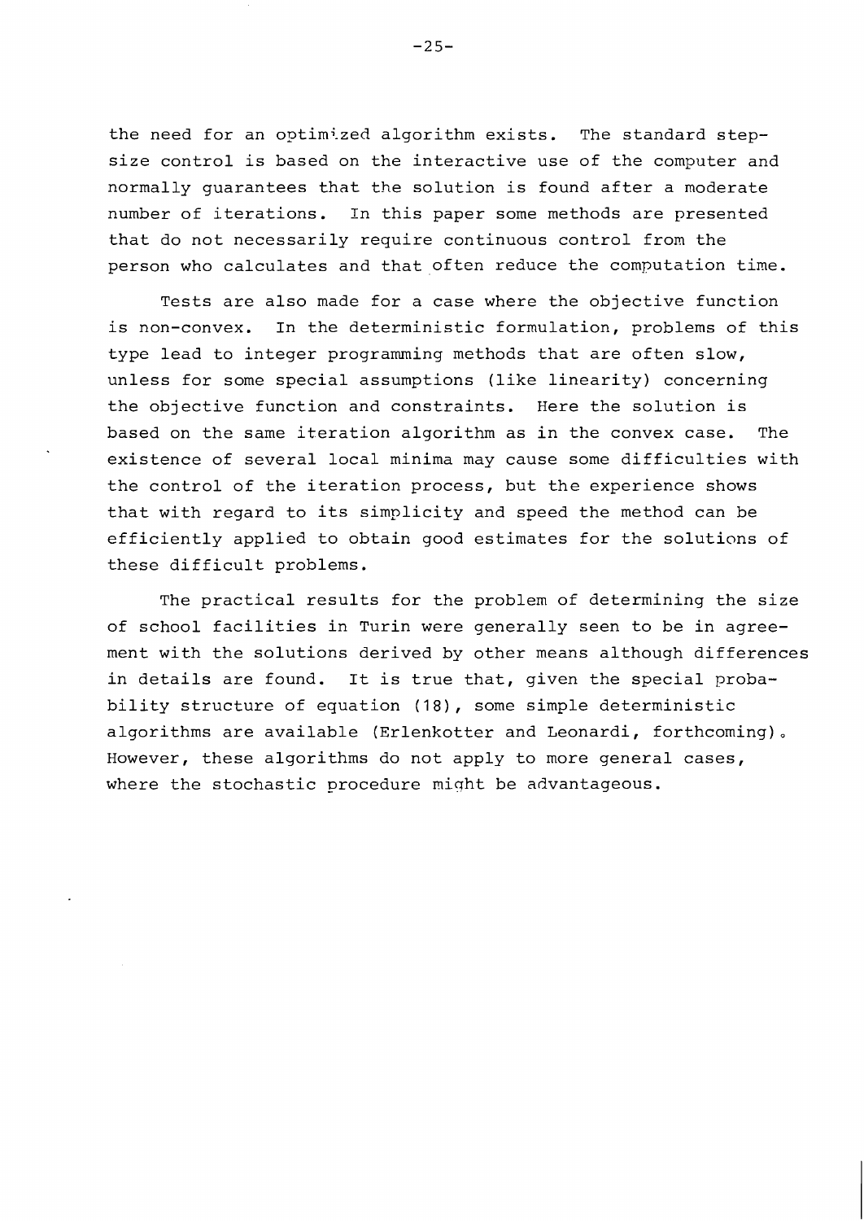the need for an optimized algorithm exists. The standard step-size control is based on the interactive use of the computer and normally guarantees that the solution is found after a moderate number of iterations. In this paper some methods are presented that do not necessarily require continuous control from the person who calculates and that often reduce the computation time.

Tests are also made for a case where the objective function is non-convex. In the deterministic formulation, problems of this type lead to integer programming methods that are often slow, unless for some special assumptions (like linearity) concerning the objective function and constraints. Here the solution is based on the same iteration algorithm as in the convex case. The existence of several local minima may cause some difficulties with the control of the iteration process, but the experience shows that with regard to its simplicity and speed the method can be efficiently applied to obtain good estimates for the solutions of these difficult problems.

The practical results for the problem of determining the size of school facilities in Turin were generally seen to be in agreement with the solutions derived by other means although differences in details are found. It is true that, given the special probability structure of equation (18), some simple deterministic algorithms are available (Erlenkotter and Leonardi, forthcoming). However, these algorithms do not apply to more general cases, where the stochastic procedure might be advantageous.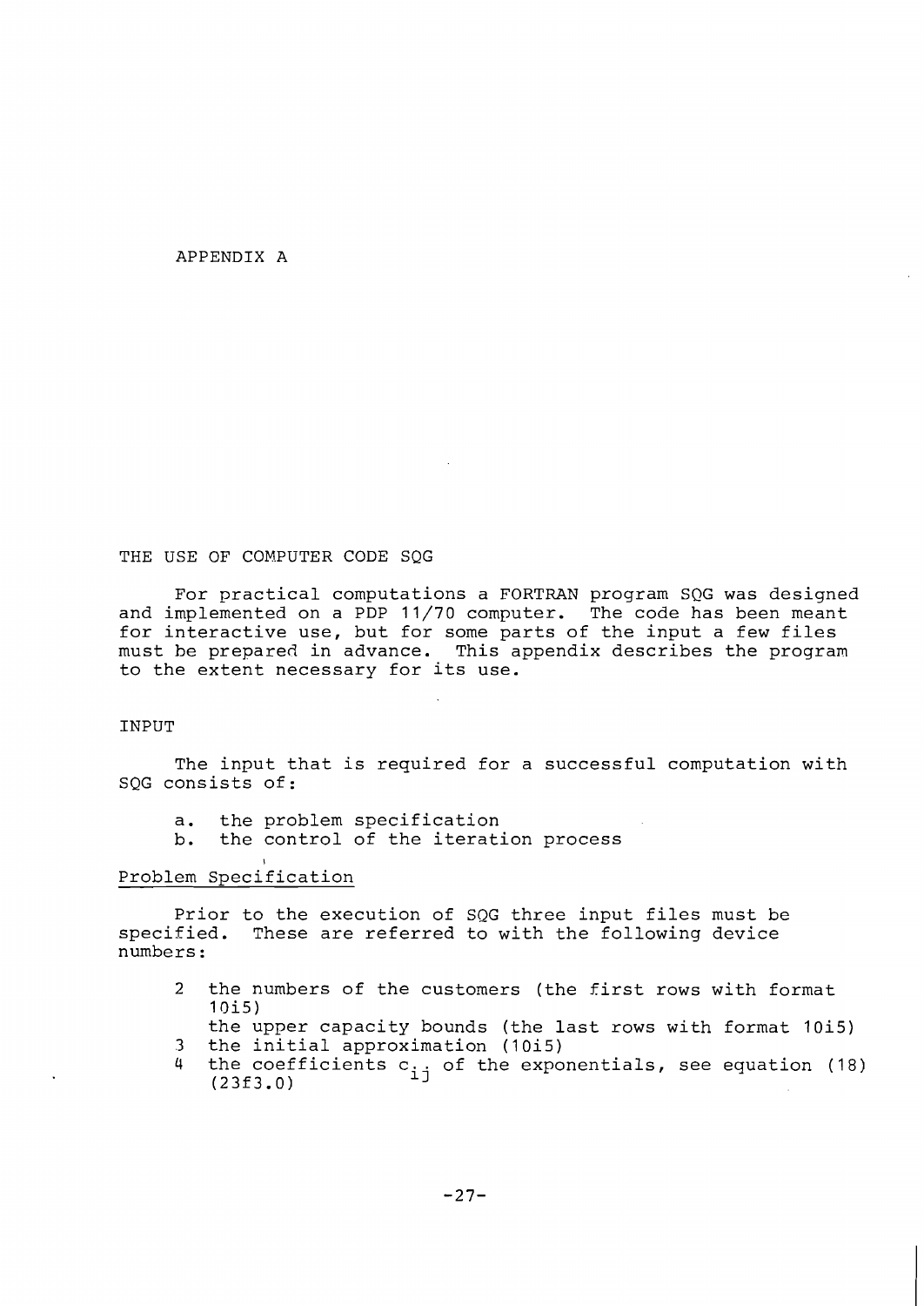# APPENDIX A

## THE USE OF COMPUTER CODE SQG

For practical computations a FORTRAN program SQG was designed and implemented on a PDP 11/70 computer. The code has been meant for interactive use, but for some parts of the input a few files must be prepared in advance. This appendix describes the program to the extent necessary for its use.

## INPUT

The input that is required for a successful computation with SQG consists of:

a. the problem specification
b. the control of the iteration process

### Problem Specification

Prior to the execution of SQG three input files must be specified. These are referred to with the following device numbers:

2 the numbers of the customers (the first rows with format 10i5)
  the upper capacity bounds (the last rows with format 10i5)
3 the initial approximation (10i5)
4 the coefficients $c_{ij}$ of the exponentials, see equation (18) (23f3.0)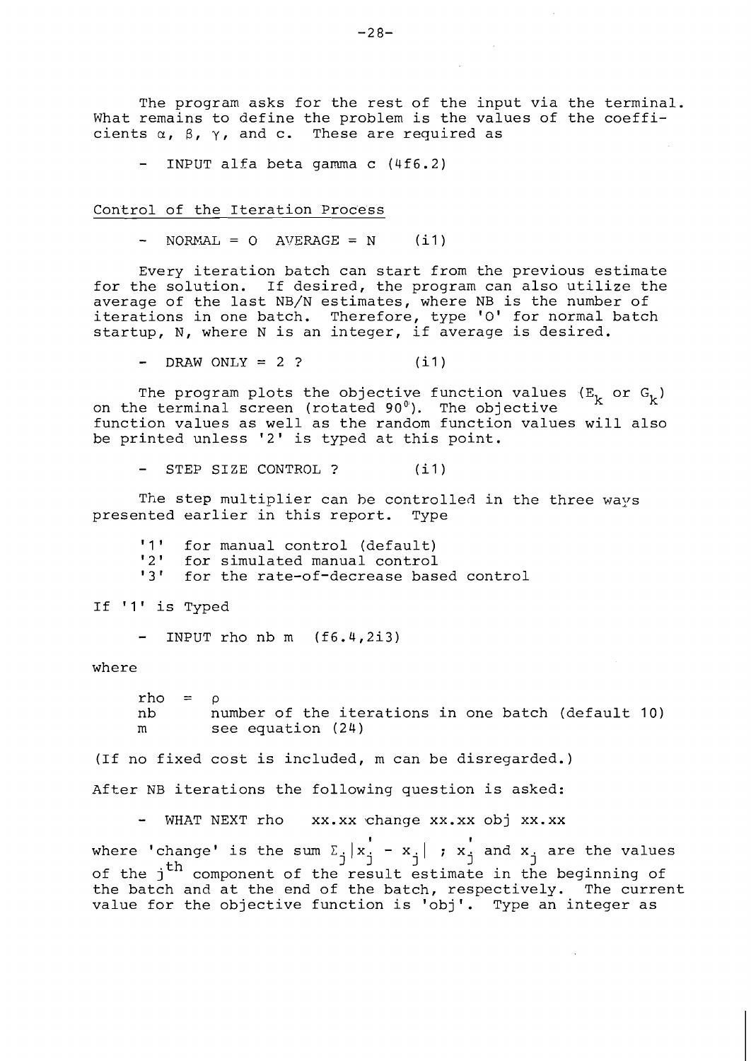The program asks for the rest of the input via the terminal. What remains to define the problem is the values of the coefficients $\alpha$, $\beta$, $\gamma$, and c. These are required as

- INPUT alfa beta gamma c (4f6.2)

## Control of the Iteration Process

- NORMAL = 0 AVERAGE = N (i1)

Every iteration batch can start from the previous estimate for the solution. If desired, the program can also utilize the average of the last NB/N estimates, where NB is the number of iterations in one batch. Therefore, type '0' for normal batch startup, N, where N is an integer, if average is desired.

- DRAW ONLY = 2 ? (i1)

The program plots the objective function values ($E_k$ or $G_k$) on the terminal screen (rotated $90^0$). The objective function values as well as the random function values will also be printed unless '2' is typed at this point.

- STEP SIZE CONTROL ? (i1)

The step multiplier can be controlled in the three ways presented earlier in this report. Type

- '1' for manual control (default)
- '2' for simulated manual control
- '3' for the rate-of-decrease based control

If '1' is Typed

- INPUT rho nb m (f6.4,2i3)

where

rho = $\rho$
nb number of the iterations in one batch (default 10)
m see equation (24)

(If no fixed cost is included, m can be disregarded.)

After NB iterations the following question is asked:

- WHAT NEXT rho xx.xx change xx.xx obj xx.xx

where 'change' is the sum $\Sigma_j |x_j^{'} - x_j|$ ; $x_j^{'}$ and $x_j$ are the values of the $j^{th}$ component of the result estimate in the beginning of the batch and at the end of the batch, respectively. The current value for the objective function is 'obj'. Type an integer as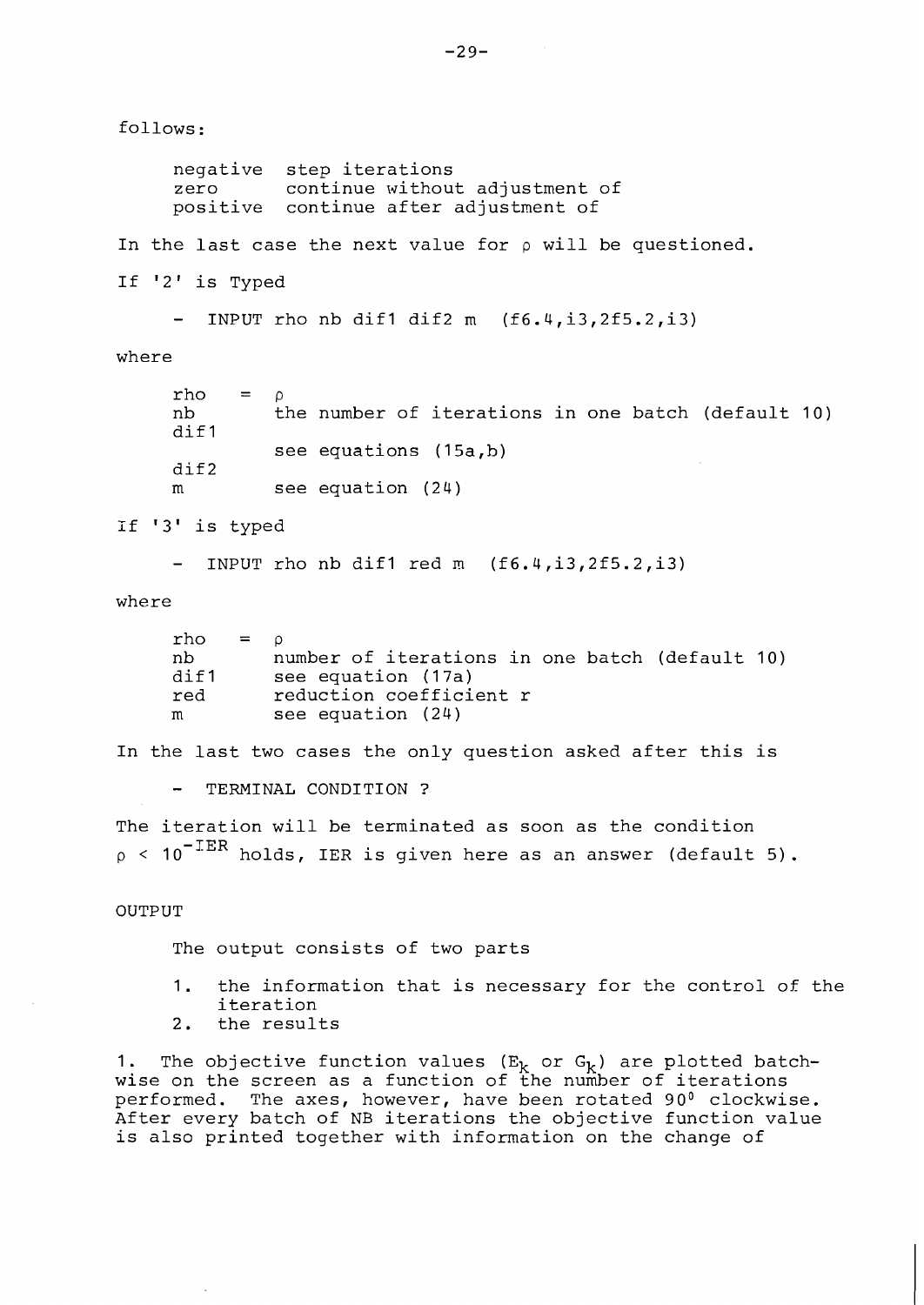follows:

| | |
|---|---|
| negative | step iterations |
| zero | continue without adjustment of |
| positive | continue after adjustment of |

In the last case the next value for $\rho$ will be questioned.

If '2' is Typed

- INPUT rho nb dif1 dif2 m (f6.4,i3,2f5.2,i3)

where

| | | |
|---|---|---|
| rho | = | $\rho$ |
| nb | | the number of iterations in one batch (default 10) |
| dif1 | | see equations (15a,b) |
| dif2 | | |
| m | | see equation (24) |

If '3' is typed

- INPUT rho nb dif1 red m (f6.4,i3,2f5.2,i3)

where

| | | |
|---|---|---|
| rho | = | $\rho$ |
| nb | | number of iterations in one batch (default 10) |
| dif1 | | see equation (17a) |
| red | | reduction coefficient r |
| m | | see equation (24) |

In the last two cases the only question asked after this is

- TERMINAL CONDITION ?

The iteration will be terminated as soon as the condition $\rho < 10^{-IER}$ holds, IER is given here as an answer (default 5).

OUTPUT

The output consists of two parts

1. the information that is necessary for the control of the iteration
2. the results

1. The objective function values ($E_k$ or $G_k$) are plotted batchwise on the screen as a function of the number of iterations performed. The axes, however, have been rotated $90^0$ clockwise. After every batch of NB iterations the objective function value is also printed together with information on the change of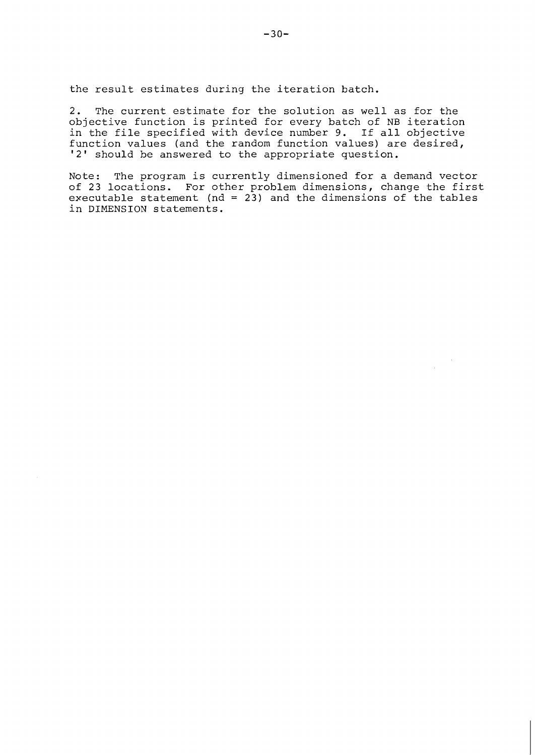the result estimates during the iteration batch.

2. The current estimate for the solution as well as for the objective function is printed for every batch of NB iteration in the file specified with device number 9. If all objective function values (and the random function values) are desired, '2' should be answered to the appropriate question.

Note: The program is currently dimensioned for a demand vector of 23 locations. For other problem dimensions, change the first executable statement (nd = 23) and the dimensions of the tables in DIMENSION statements.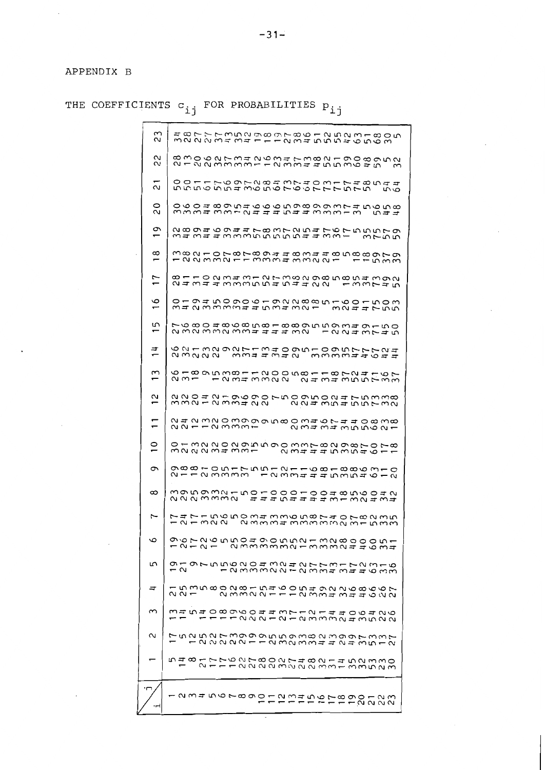# APPENDIX B

THE COEFFICIENTS $c_{ij}$ FOR PROBABILITIES $p_{ij}$

| i \ j | 1 | 2 | 3 | 4 | 5 | 6 | 7 | 8 | 9 | 10 | 11 | 12 | 13 | 14 | 15 | 16 | 17 | 18 | 19 | 20 | 21 | 22 | 23 |
|---|---|---|---|---|---|---|---|---|---|---|---|---|---|---|---|---|---|---|---|---|---|---|---|
| 1 | 15 | 17 | 13 | 21 | 19 | 19 | 17 | 23 | 29 | 30 | 22 | 32 | 26 | 26 | 27 | 30 | 28 | 13 | 32 | 30 | 50 | 28 | 34 |
| 2 | 14 | 15 | 14 | 25 | 12 | 26 | 24 | 25 | 18 | 21 | 24 | 32 | 31 | 32 | 36 | 31 | 14 | 28 | 48 | 36 | 50 | 13 | 28 |
| 3 | 8 | 12 | 5 | 13 | 9 | 17 | 17 | 25 | 11 | 12 | 21 | 20 | 18 | 21 | 28 | 24 | 11 | 22 | 39 | 30 | 51 | 20 | 27 |
| 4 | 21 | 25 | 14 | 5 | 17 | 12 | 11 | 39 | 27 | 23 | 13 | 24 | 9 | 23 | 30 | 29 | 30 | 31 | 34 | 44 | 61 | 26 | 27 |
| 5 | 17 | 22 | 10 | 8 | 15 | 26 | 35 | 33 | 20 | 22 | 22 | 21 | 15 | 22 | 34 | 33 | 24 | 30 | 46 | 38 | 57 | 32 | 37 |
| 6 | 17 | 27 | 18 | 20 | 26 | 5 | 26 | 32 | 35 | 34 | 20 | 13 | 23 | 9 | 28 | 35 | 33 | 27 | 39 | 39 | 56 | 37 | 33 |
| 7 | 16 | 23 | 29 | 23 | 22 | 25 | 5 | 21 | 31 | 20 | 33 | 39 | 38 | 32 | 36 | 30 | 34 | 18 | 34 | 35 | 59 | 33 | 43 |
| 8 | 22 | 29 | 26 | 38 | 30 | 35 | 20 | 5 | 37 | 32 | 33 | 36 | 34 | 37 | 38 | 39 | 33 | 17 | 37 | 24 | 47 | 37 | 35 |
| 9 | 27 | 19 | 20 | 32 | 34 | 30 | 33 | 11 | 35 | 39 | 39 | 29 | 11 | 31 | 35 | 30 | 31 | 38 | 57 | 46 | 32 | 34 | 42 |
| 10 | 28 | 19 | 24 | 21 | 23 | 34 | 34 | 40 | 17 | 35 | 31 | 20 | 31 | 41 | 48 | 46 | 55 | 39 | 58 | 46 | 58 | 12 | 19 |
| 11 | 20 | 25 | 21 | 25 | 22 | 39 | 33 | 47 | 15 | 5 | 9 | 27 | 32 | 34 | 41 | 41 | 52 | 34 | 53 | 46 | 64 | 16 | 18 |
| 12 | 32 | 25 | 13 | 14 | 24 | 30 | 33 | 41 | 21 | 9 | 5 | 5 | 30 | 33 | 48 | 56 | 47 | 34 | 57 | 45 | 67 | 23 | 19 |
| 13 | 27 | 23 | 27 | 16 | 12 | 35 | 36 | 40 | 32 | 20 | 8 | 20 | 20 | 40 | 18 | 39 | 53 | 48 | 52 | 55 | 77 | 34 | 27 |
| 14 | 24 | 29 | 21 | 20 | 27 | 35 | 35 | 45 | 31 | 33 | 20 | 29 | 25 | 29 | 48 | 32 | 48 | 33 | 45 | 49 | 64 | 37 | 28 |
| 15 | 28 | 38 | 12 | 15 | 23 | 22 | 38 | 40 | 41 | 37 | 33 | 45 | 20 | 5 | 38 | 32 | 42 | 34 | 54 | 38 | 70 | 33 | 36 |
| 16 | 32 | 38 | 23 | 24 | 27 | 11 | 33 | 41 | 46 | 47 | 34 | 50 | 8 | 31 | 29 | 28 | 29 | 32 | 47 | 49 | 73 | 48 | 41 |
| 17 | 31 | 32 | 31 | 32 | 37 | 33 | 37 | 40 | 44 | 48 | 36 | 32 | 24 | 33 | 35 | 18 | 28 | 41 | 36 | 39 | 71 | 42 | 51 |
| 18 | 14 | 34 | 32 | 39 | 33 | 32 | 34 | 40 | 18 | 42 | 37 | 24 | 31 | 30 | 15 | 5 | 5 | 18 | 17 | 39 | 77 | 51 | 52 |
| 19 | 35 | 43 | 34 | 42 | 31 | 38 | 30 | 34 | 51 | 28 | 34 | 47 | 38 | 39 | 29 | 36 | 18 | 5 | 5 | 33 | 57 | 39 | 55 |
| 20 | 32 | 39 | 20 | 26 | 37 | 28 | 20 | 38 | 38 | 53 | 34 | 15 | 47 | 35 | 32 | 20 | 35 | 18 | 35 | 37 | 74 | 60 | 42 |
| 21 | 53 | 49 | 30 | 34 | 42 | 40 | 37 | 35 | 38 | 39 | 35 | 55 | 52 | 57 | 43 | 41 | 34 | 18 | 55 | 43 | 58 | 48 | 53 |
| 22 | 33 | 37 | 36 | 48 | 36 | 40 | 18 | 26 | 56 | 58 | 50 | 57 | 57 | 47 | 49 | 17 | 73 | 59 | 57 | 5 | 54 | 59 | 61 |
| 23 | 30 | 27 | 26 | 27 | 31 | 41 | 35 | 42 | 20 | 18 | 18 | 28 | 37 | 44 | 50 | 53 | 52 | 39 | 59 | 58 | 64 | 32 | 5 |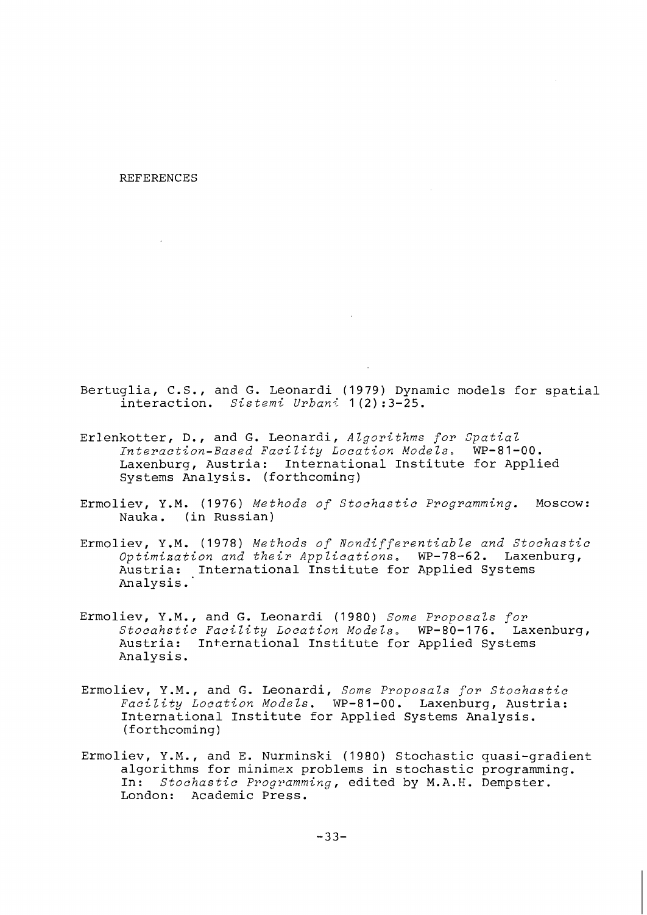# REFERENCES

Bertuglia, C.S., and G. Leonardi (1979) Dynamic models for spatial interaction. *Sistemi Urbani* 1(2):3-25.

Erlenkotter, D., and G. Leonardi, *Algorithms for Spatial Interaction-Based Facility Location Models*. WP-81-00. Laxenburg, Austria: International Institute for Applied Systems Analysis. (forthcoming)

Ermoliev, Y.M. (1976) *Methods of Stochastic Programming*. Moscow: Nauka. (in Russian)

Ermoliev, Y.M. (1978) *Methods of Nondifferentiable and Stochastic Optimization and their Applications*. WP-78-62. Laxenburg, Austria: International Institute for Applied Systems Analysis.

Ermoliev, Y.M., and G. Leonardi (1980) *Some Proposals for Stocahstic Facility Location Models*. WP-80-176. Laxenburg, Austria: International Institute for Applied Systems Analysis.

Ermoliev, Y.M., and G. Leonardi, *Some Proposals for Stochastic Facility Location Models*. WP-81-00. Laxenburg, Austria: International Institute for Applied Systems Analysis. (forthcoming)

Ermoliev, Y.M., and E. Nurminski (1980) Stochastic quasi-gradient algorithms for minimax problems in stochastic programming. In: *Stochastic Programming*, edited by M.A.H. Dempster. London: Academic Press.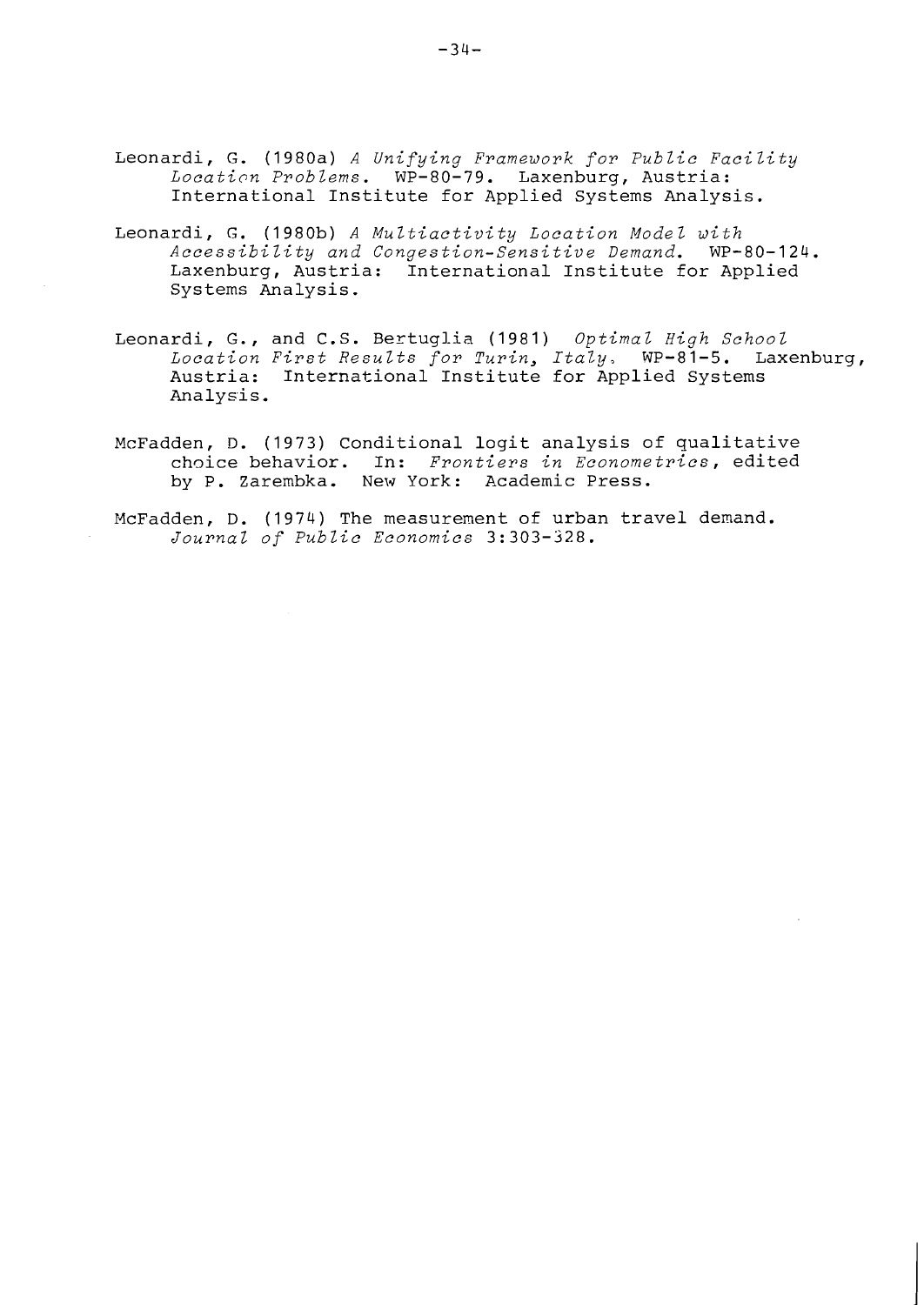Leonardi, G. (1980a) *A Unifying Framework for Public Facility Location Problems*. WP-80-79. Laxenburg, Austria: International Institute for Applied Systems Analysis.

Leonardi, G. (1980b) *A Multiactivity Location Model with Accessibility and Congestion-Sensitive Demand*. WP-80-124. Laxenburg, Austria: International Institute for Applied Systems Analysis.

Leonardi, G., and C.S. Bertuglia (1981) *Optimal High School Location First Results for Turin, Italy*. WP-81-5. Laxenburg, Austria: International Institute for Applied Systems Analysis.

McFadden, D. (1973) Conditional logit analysis of qualitative choice behavior. In: *Frontiers in Econometrics*, edited by P. Zarembka. New York: Academic Press.

McFadden, D. (1974) The measurement of urban travel demand. *Journal of Public Economics* 3:303-328.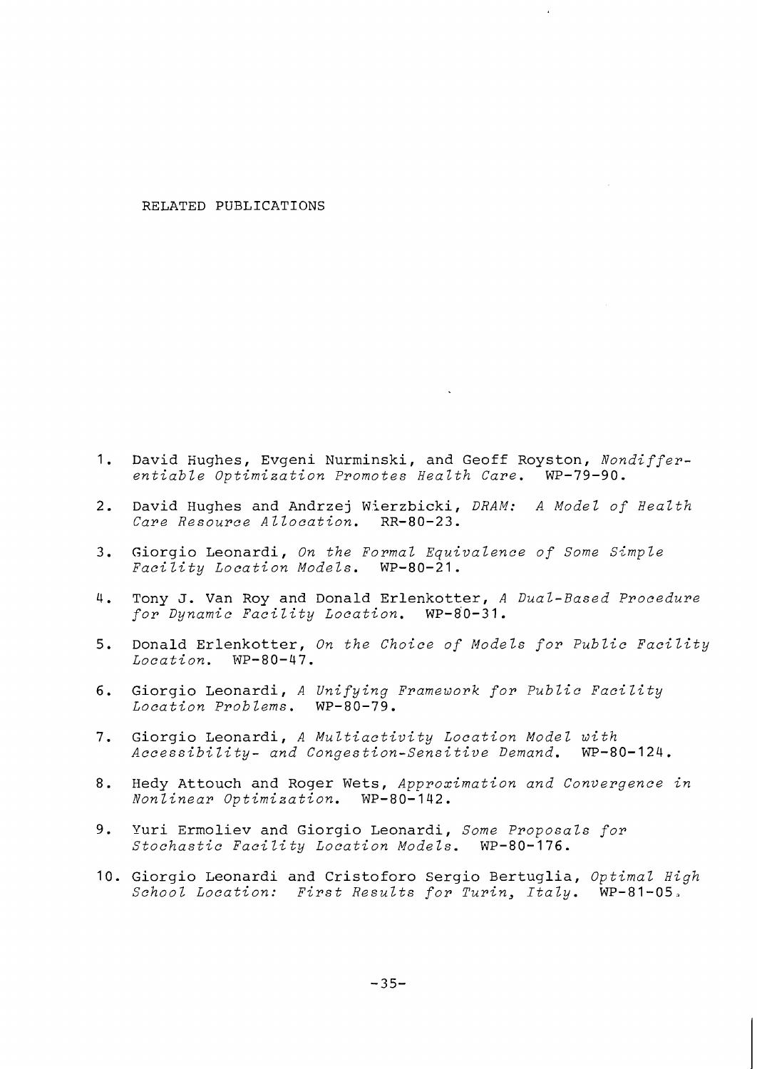# RELATED PUBLICATIONS

1. David Hughes, Evgeni Nurminski, and Geoff Royston, *Nondifferentiable Optimization Promotes Health Care.* WP-79-90.

2. David Hughes and Andrzej Wierzbicki, *DRAM: A Model of Health Care Resource Allocation.* RR-80-23.

3. Giorgio Leonardi, *On the Formal Equivalence of Some Simple Facility Location Models.* WP-80-21.

4. Tony J. Van Roy and Donald Erlenkotter, *A Dual-Based Procedure for Dynamic Facility Location.* WP-80-31.

5. Donald Erlenkotter, *On the Choice of Models for Public Facility Location.* WP-80-47.

6. Giorgio Leonardi, *A Unifying Framework for Public Facility Location Problems.* WP-80-79.

7. Giorgio Leonardi, *A Multiactivity Location Model with Accessibility- and Congestion-Sensitive Demand.* WP-80-124.

8. Hedy Attouch and Roger Wets, *Approximation and Convergence in Nonlinear Optimization.* WP-80-142.

9. Yuri Ermoliev and Giorgio Leonardi, *Some Proposals for Stochastic Facility Location Models.* WP-80-176.

10. Giorgio Leonardi and Cristoforo Sergio Bertuglia, *Optimal High School Location: First Results for Turin, Italy.* WP-81-05.